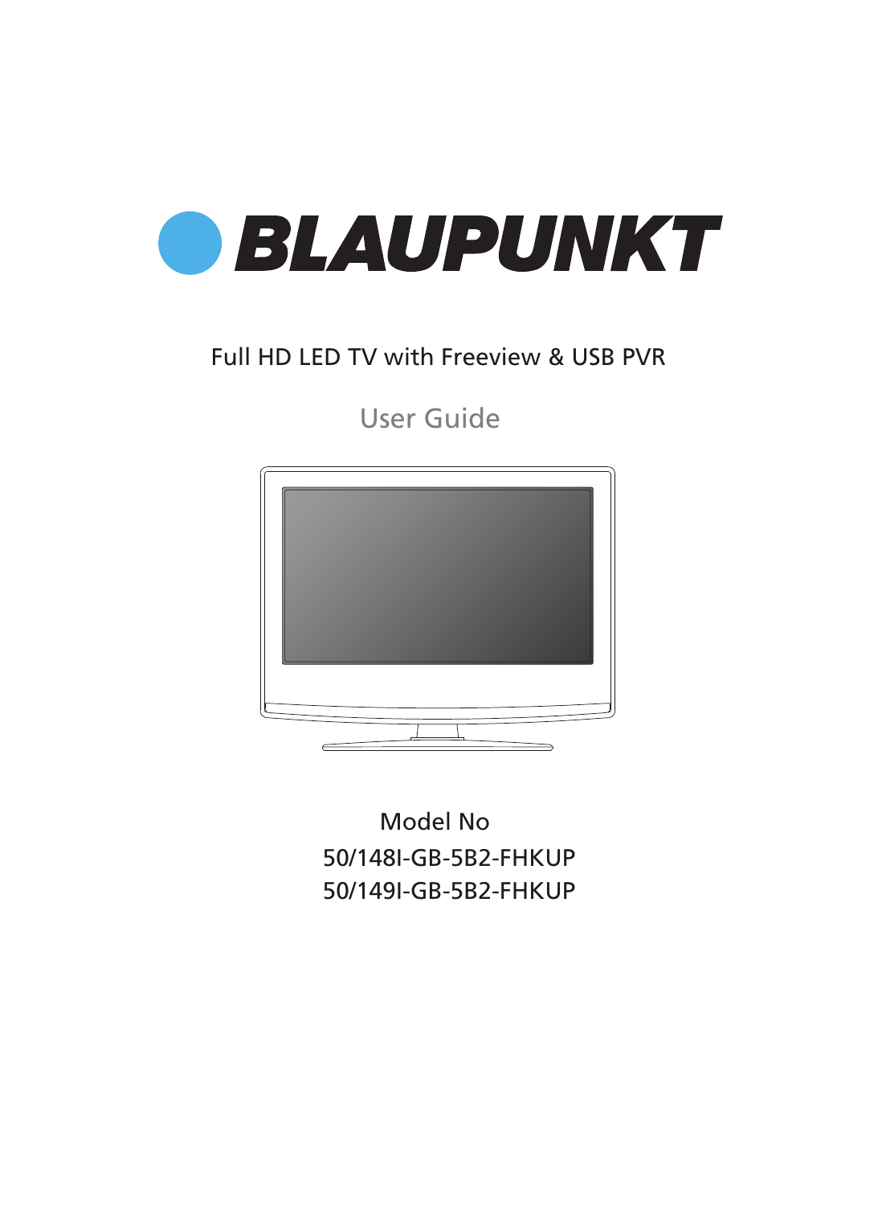# BLAUPUNKT

Full HD LED TV with Freeview & USB PVR

User Guide

Model No

50/148I-GB-5B2-FHKUP

50/149I-GB-5B2-FHKUP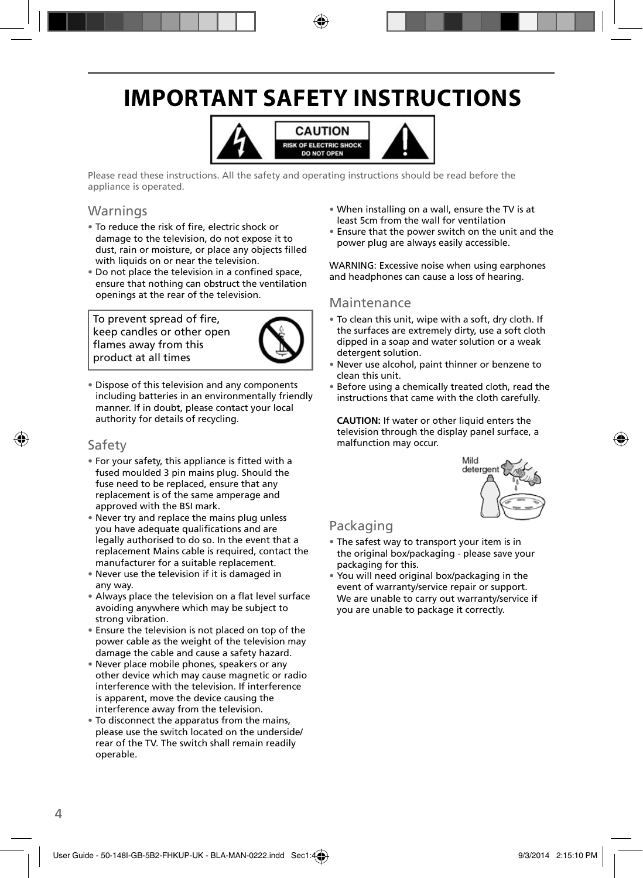# IMPORTANT SAFETY INSTRUCTIONS

**CAUTION**
RISK OF ELECTRIC SHOCK
DO NOT OPEN

Please read these instructions. All the safety and operating instructions should be read before the appliance is operated.

## Warnings

- To reduce the risk of fire, electric shock or damage to the television, do not expose it to dust, rain or moisture, or place any objects filled with liquids on or near the television.
- Do not place the television in a confined space, ensure that nothing can obstruct the ventilation openings at the rear of the television.

To prevent spread of fire, keep candles or other open flames away from this product at all times

- Dispose of this television and any components including batteries in an environmentally friendly manner. If in doubt, please contact your local authority for details of recycling.

## Safety

- For your safety, this appliance is fitted with a fused moulded 3 pin mains plug. Should the fuse need to be replaced, ensure that any replacement is of the same amperage and approved with the BSI mark.
- Never try and replace the mains plug unless you have adequate qualifications and are legally authorised to do so. In the event that a replacement Mains cable is required, contact the manufacturer for a suitable replacement.
- Never use the television if it is damaged in any way.
- Always place the television on a flat level surface avoiding anywhere which may be subject to strong vibration.
- Ensure the television is not placed on top of the power cable as the weight of the television may damage the cable and cause a safety hazard.
- Never place mobile phones, speakers or any other device which may cause magnetic or radio interference with the television. If interference is apparent, move the device causing the interference away from the television.
- To disconnect the apparatus from the mains, please use the switch located on the underside/ rear of the TV. The switch shall remain readily operable.
- When installing on a wall, ensure the TV is at least 5cm from the wall for ventilation
- Ensure that the power switch on the unit and the power plug are always easily accessible.

WARNING: Excessive noise when using earphones and headphones can cause a loss of hearing.

## Maintenance

- To clean this unit, wipe with a soft, dry cloth. If the surfaces are extremely dirty, use a soft cloth dipped in a soap and water solution or a weak detergent solution.
- Never use alcohol, paint thinner or benzene to clean this unit.
- Before using a chemically treated cloth, read the instructions that came with the cloth carefully.

**CAUTION:** If water or other liquid enters the television through the display panel surface, a malfunction may occur.

Mild detergent

## Packaging

- The safest way to transport your item is in the original box/packaging - please save your packaging for this.
- You will need original box/packaging in the event of warranty/service repair or support. We are unable to carry out warranty/service if you are unable to package it correctly.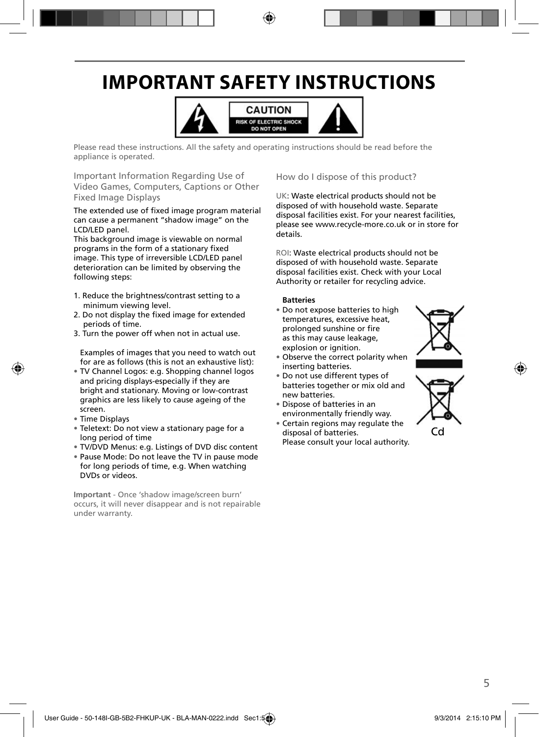# IMPORTANT SAFETY INSTRUCTIONS

CAUTION
RISK OF ELECTRIC SHOCK
DO NOT OPEN

Please read these instructions. All the safety and operating instructions should be read before the appliance is operated.

## Important Information Regarding Use of Video Games, Computers, Captions or Other Fixed Image Displays

The extended use of fixed image program material can cause a permanent "shadow image" on the LCD/LED panel.
This background image is viewable on normal programs in the form of a stationary fixed image. This type of irreversible LCD/LED panel deterioration can be limited by observing the following steps:

1. Reduce the brightness/contrast setting to a minimum viewing level.
2. Do not display the fixed image for extended periods of time.
3. Turn the power off when not in actual use.

Examples of images that you need to watch out for are as follows (this is not an exhaustive list):

- TV Channel Logos: e.g. Shopping channel logos and pricing displays-especially if they are bright and stationary. Moving or low-contrast graphics are less likely to cause ageing of the screen.
- Time Displays
- Teletext: Do not view a stationary page for a long period of time
- TV/DVD Menus: e.g. Listings of DVD disc content
- Pause Mode: Do not leave the TV in pause mode for long periods of time, e.g. When watching DVDs or videos.

**Important** - Once 'shadow image/screen burn' occurs, it will never disappear and is not repairable under warranty.

## How do I dispose of this product?

UK: Waste electrical products should not be disposed of with household waste. Separate disposal facilities exist. For your nearest facilities, please see www.recycle-more.co.uk or in store for details.

ROI: Waste electrical products should not be disposed of with household waste. Separate disposal facilities exist. Check with your Local Authority or retailer for recycling advice.

**Batteries**

- Do not expose batteries to high temperatures, excessive heat, prolonged sunshine or fire as this may cause leakage, explosion or ignition.
- Observe the correct polarity when inserting batteries.
- Do not use different types of batteries together or mix old and new batteries.
- Dispose of batteries in an environmentally friendly way.
- Certain regions may regulate the disposal of batteries. Please consult your local authority.

Cd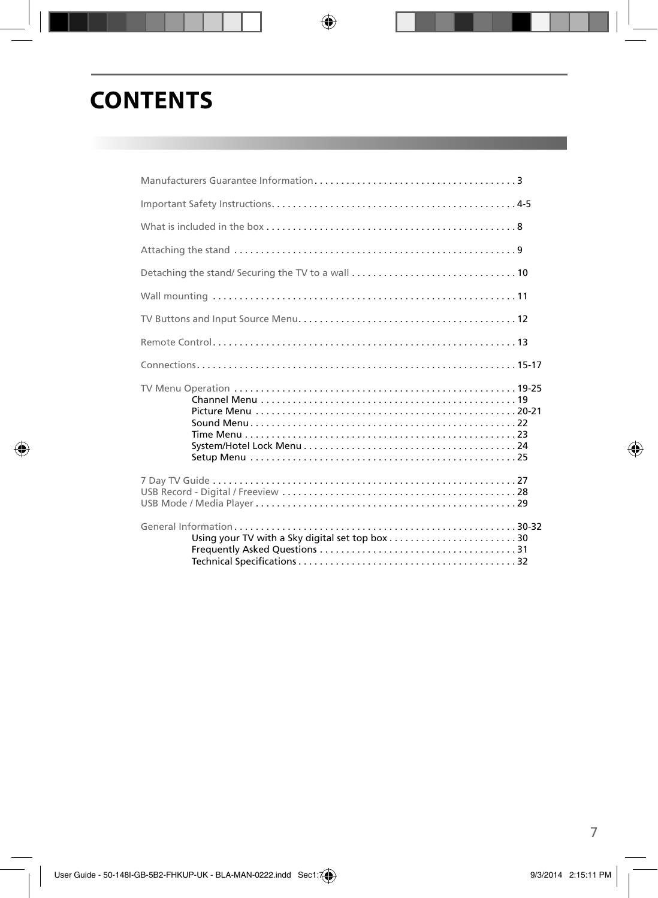# CONTENTS

Manufacturers Guarantee Information . . . . . . . . . . . . . . . . . . . . . . . . . . . . . . . . . . . . . 3

Important Safety Instructions. . . . . . . . . . . . . . . . . . . . . . . . . . . . . . . . . . . . . . . . . . . . . 4-5

What is included in the box . . . . . . . . . . . . . . . . . . . . . . . . . . . . . . . . . . . . . . . . . . . . . . 8

Attaching the stand . . . . . . . . . . . . . . . . . . . . . . . . . . . . . . . . . . . . . . . . . . . . . . . . . . . . 9

Detaching the stand/ Securing the TV to a wall . . . . . . . . . . . . . . . . . . . . . . . . . . . . . . 10

Wall mounting . . . . . . . . . . . . . . . . . . . . . . . . . . . . . . . . . . . . . . . . . . . . . . . . . . . . . . . . 11

TV Buttons and Input Source Menu. . . . . . . . . . . . . . . . . . . . . . . . . . . . . . . . . . . . . . . . 12

Remote Control . . . . . . . . . . . . . . . . . . . . . . . . . . . . . . . . . . . . . . . . . . . . . . . . . . . . . . . . 13

Connections. . . . . . . . . . . . . . . . . . . . . . . . . . . . . . . . . . . . . . . . . . . . . . . . . . . . . . . . . . . 15-17

TV Menu Operation . . . . . . . . . . . . . . . . . . . . . . . . . . . . . . . . . . . . . . . . . . . . . . . . . . . . 19-25
- Channel Menu . . . . . . . . . . . . . . . . . . . . . . . . . . . . . . . . . . . . . . . . . . . . . . . . 19
- Picture Menu . . . . . . . . . . . . . . . . . . . . . . . . . . . . . . . . . . . . . . . . . . . . . . . . . 20-21
- Sound Menu . . . . . . . . . . . . . . . . . . . . . . . . . . . . . . . . . . . . . . . . . . . . . . . . . . 22
- Time Menu . . . . . . . . . . . . . . . . . . . . . . . . . . . . . . . . . . . . . . . . . . . . . . . . . . . 23
- System/Hotel Lock Menu . . . . . . . . . . . . . . . . . . . . . . . . . . . . . . . . . . . . . . . . 24
- Setup Menu . . . . . . . . . . . . . . . . . . . . . . . . . . . . . . . . . . . . . . . . . . . . . . . . . . 25

7 Day TV Guide . . . . . . . . . . . . . . . . . . . . . . . . . . . . . . . . . . . . . . . . . . . . . . . . . . . . . . . . 27
USB Record - Digital / Freeview . . . . . . . . . . . . . . . . . . . . . . . . . . . . . . . . . . . . . . . . . . . . 28
USB Mode / Media Player . . . . . . . . . . . . . . . . . . . . . . . . . . . . . . . . . . . . . . . . . . . . . . . . . 29

General Information . . . . . . . . . . . . . . . . . . . . . . . . . . . . . . . . . . . . . . . . . . . . . . . . . . . . 30-32
- Using your TV with a Sky digital set top box . . . . . . . . . . . . . . . . . . . . . . . . 30
- Frequently Asked Questions . . . . . . . . . . . . . . . . . . . . . . . . . . . . . . . . . . . . . 31
- Technical Specifications . . . . . . . . . . . . . . . . . . . . . . . . . . . . . . . . . . . . . . . . . 32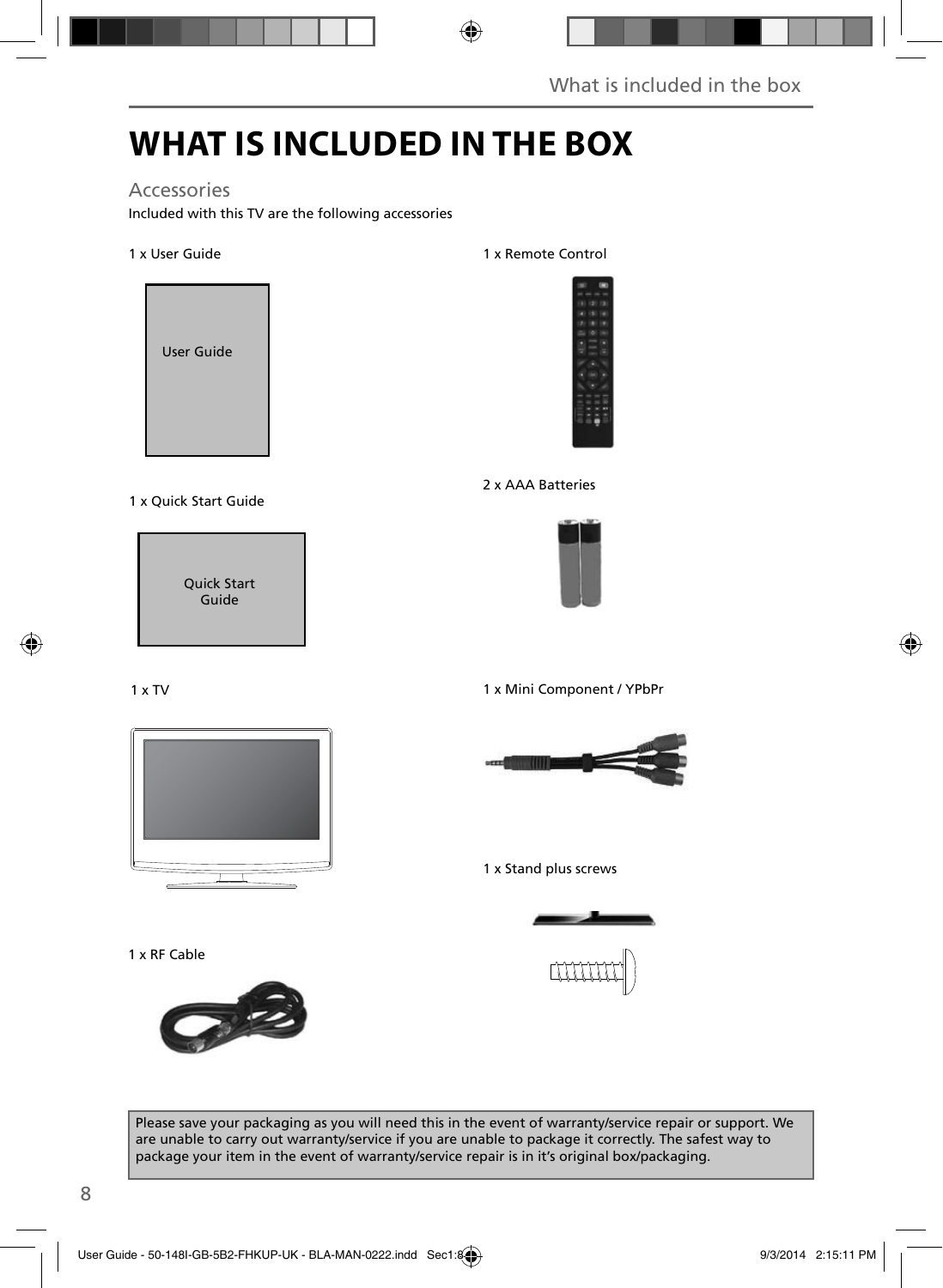# WHAT IS INCLUDED IN THE BOX

## Accessories

Included with this TV are the following accessories

1 x User Guide

User Guide

1 x Remote Control

2 x AAA Batteries

1 x Quick Start Guide

Quick Start Guide

1 x TV

1 x Mini Component / YPbPr

1 x Stand plus screws

1 x RF Cable

Please save your packaging as you will need this in the event of warranty/service repair or support. We are unable to carry out warranty/service if you are unable to package it correctly. The safest way to package your item in the event of warranty/service repair is in it's original box/packaging.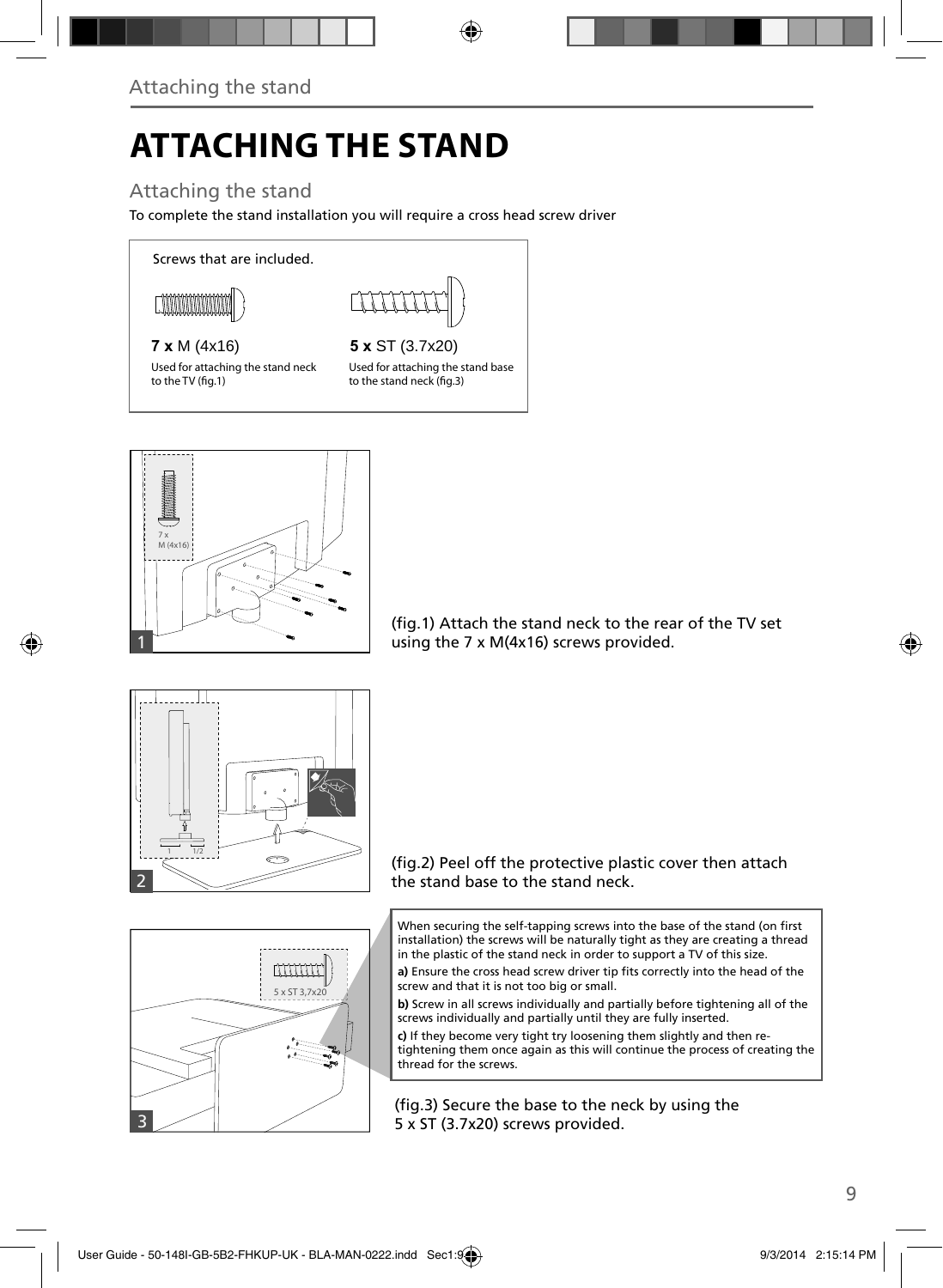# ATTACHING THE STAND

## Attaching the stand

To complete the stand installation you will require a cross head screw driver

Screws that are included.

**7 x** M (4x16)
Used for attaching the stand neck to the TV (fig.1)

**5 x** ST (3.7x20)
Used for attaching the stand base to the stand neck (fig.3)

(fig.1) Attach the stand neck to the rear of the TV set using the 7 x M(4x16) screws provided.

(fig.2) Peel off the protective plastic cover then attach the stand base to the stand neck.

When securing the self-tapping screws into the base of the stand (on first installation) the screws will be naturally tight as they are creating a thread in the plastic of the stand neck in order to support a TV of this size.

**a)** Ensure the cross head screw driver tip fits correctly into the head of the screw and that it is not too big or small.

**b)** Screw in all screws individually and partially before tightening all of the screws individually and partially until they are fully inserted.

**c)** If they become very tight try loosening them slightly and then re-tightening them once again as this will continue the process of creating the thread for the screws.

(fig.3) Secure the base to the neck by using the 5 x ST (3.7x20) screws provided.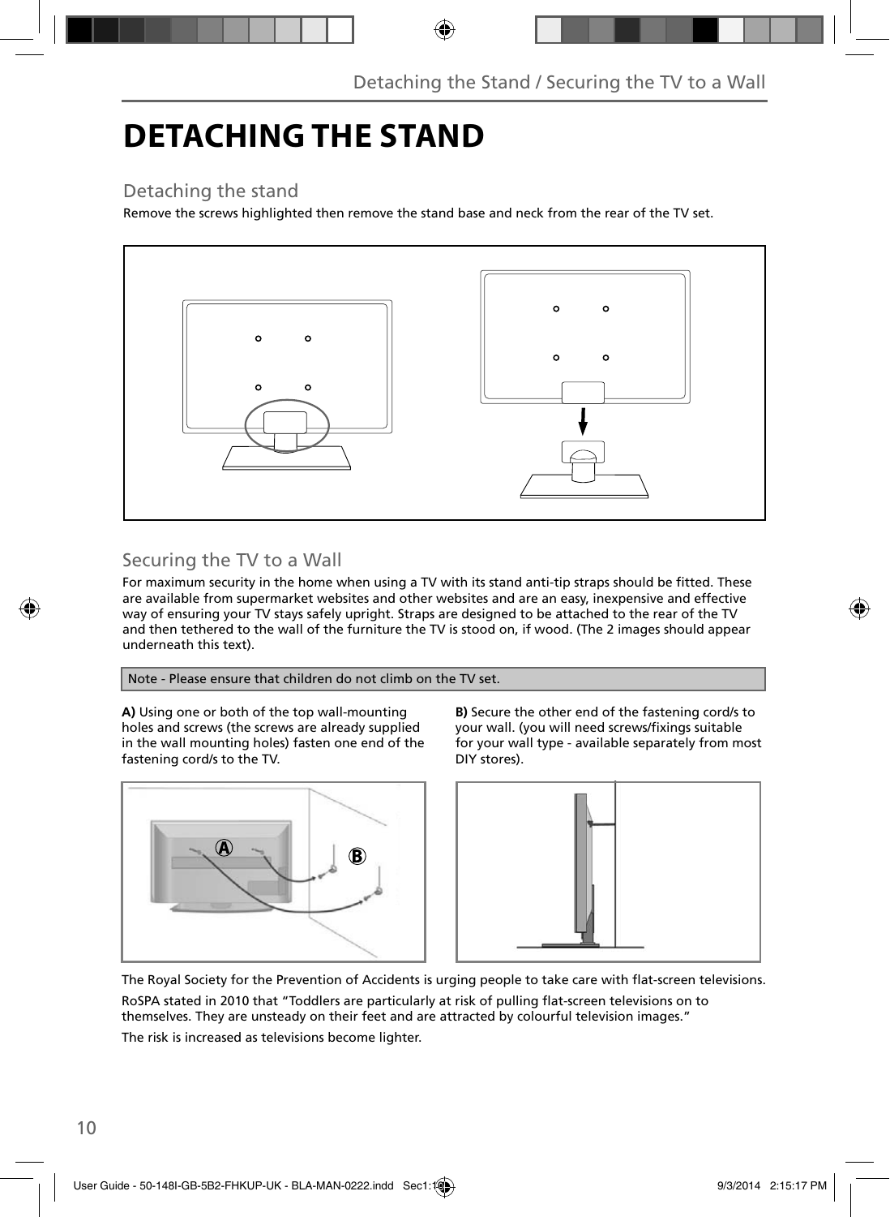# DETACHING THE STAND

## Detaching the stand

Remove the screws highlighted then remove the stand base and neck from the rear of the TV set.

## Securing the TV to a Wall

For maximum security in the home when using a TV with its stand anti-tip straps should be fitted. These are available from supermarket websites and other websites and are an easy, inexpensive and effective way of ensuring your TV stays safely upright. Straps are designed to be attached to the rear of the TV and then tethered to the wall of the furniture the TV is stood on, if wood. (The 2 images should appear underneath this text).

Note - Please ensure that children do not climb on the TV set.

**A)** Using one or both of the top wall-mounting holes and screws (the screws are already supplied in the wall mounting holes) fasten one end of the fastening cord/s to the TV.

**B)** Secure the other end of the fastening cord/s to your wall. (you will need screws/fixings suitable for your wall type - available separately from most DIY stores).

The Royal Society for the Prevention of Accidents is urging people to take care with flat-screen televisions.

RoSPA stated in 2010 that "Toddlers are particularly at risk of pulling flat-screen televisions on to themselves. They are unsteady on their feet and are attracted by colourful television images."

The risk is increased as televisions become lighter.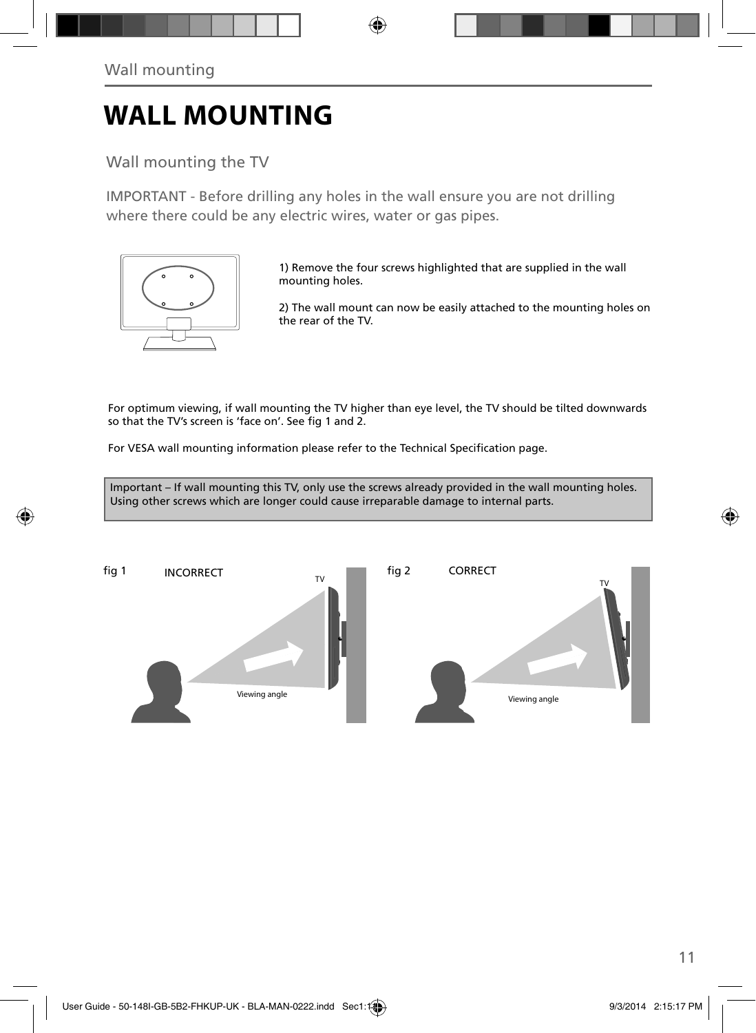# WALL MOUNTING

## Wall mounting the TV

IMPORTANT - Before drilling any holes in the wall ensure you are not drilling where there could be any electric wires, water or gas pipes.

1) Remove the four screws highlighted that are supplied in the wall mounting holes.

2) The wall mount can now be easily attached to the mounting holes on the rear of the TV.

For optimum viewing, if wall mounting the TV higher than eye level, the TV should be tilted downwards so that the TV's screen is 'face on'. See fig 1 and 2.

For VESA wall mounting information please refer to the Technical Specification page.

Important – If wall mounting this TV, only use the screws already provided in the wall mounting holes. Using other screws which are longer could cause irreparable damage to internal parts.

fig 1 INCORRECT

TV

Viewing angle

fig 2 CORRECT

TV

Viewing angle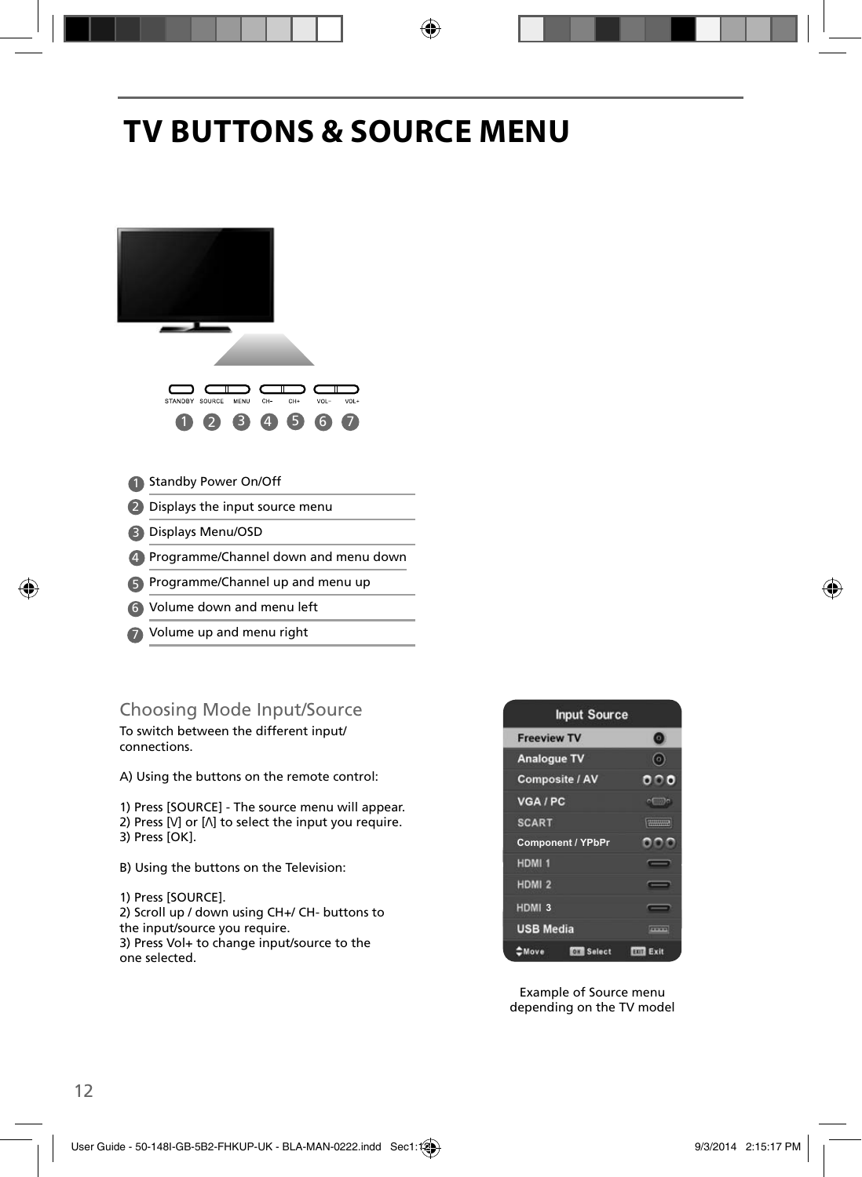# TV BUTTONS & SOURCE MENU

STANDBY SOURCE MENU CH- CH+ VOL- VOL+

1 2 3 4 5 6 7

1. Standby Power On/Off
2. Displays the input source menu
3. Displays Menu/OSD
4. Programme/Channel down and menu down
5. Programme/Channel up and menu up
6. Volume down and menu left
7. Volume up and menu right

## Choosing Mode Input/Source

To switch between the different input/ connections.

A) Using the buttons on the remote control:

1) Press [SOURCE] - The source menu will appear.
2) Press [V] or [Λ] to select the input you require.
3) Press [OK].

B) Using the buttons on the Television:

1) Press [SOURCE].
2) Scroll up / down using CH+/ CH- buttons to the input/source you require.
3) Press Vol+ to change input/source to the one selected.

Input Source

- Freeview TV
- Analogue TV
- Composite / AV
- VGA / PC
- SCART
- Component / YPbPr
- HDMI 1
- HDMI 2
- HDMI 3
- USB Media

Move | OK Select | EXIT Exit

Example of Source menu depending on the TV model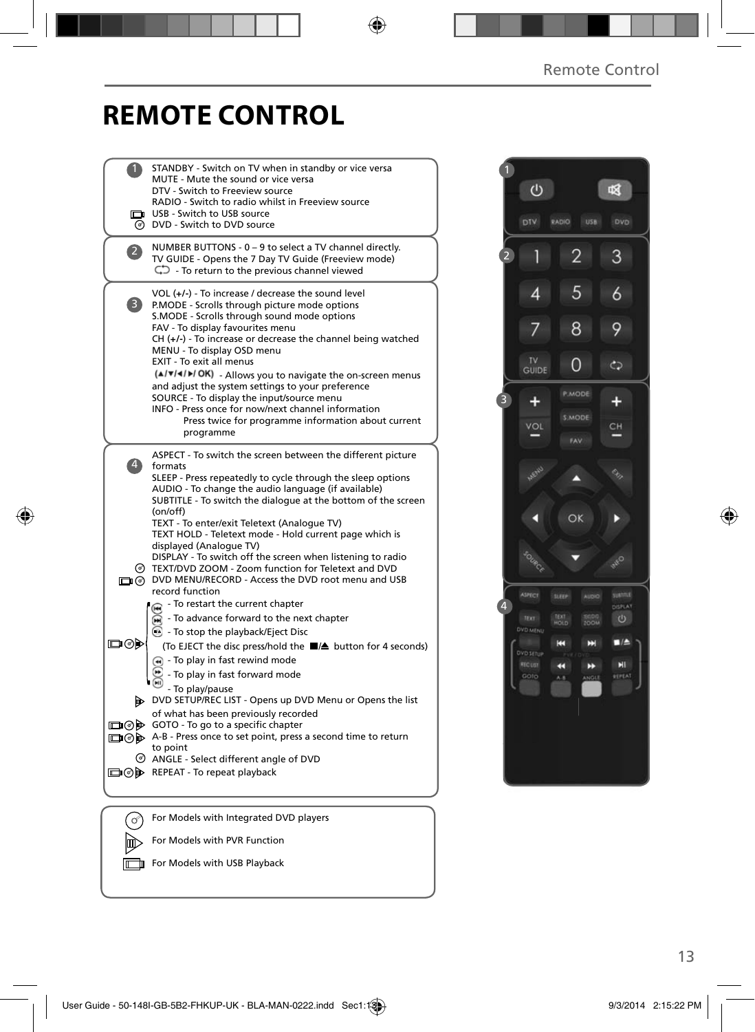# REMOTE CONTROL

**1**

- STANDBY - Switch on TV when in standby or vice versa
- MUTE - Mute the sound or vice versa
- DTV - Switch to Freeview source
- RADIO - Switch to radio whilst in Freeview source
- USB - Switch to USB source
- DVD - Switch to DVD source

**2**

- NUMBER BUTTONS - 0 – 9 to select a TV channel directly.
- TV GUIDE - Opens the 7 Day TV Guide (Freeview mode)
- ⟲ - To return to the previous channel viewed

**3**

- VOL (+/-) - To increase / decrease the sound level
- P.MODE - Scrolls through picture mode options
- S.MODE - Scrolls through sound mode options
- FAV - To display favourites menu
- CH (+/-) - To increase or decrease the channel being watched
- MENU - To display OSD menu
- EXIT - To exit all menus
- (▲/▼/◄/►/ OK) - Allows you to navigate the on-screen menus and adjust the system settings to your preference
- SOURCE - To display the input/source menu
- INFO - Press once for now/next channel information
  Press twice for programme information about current programme

**4**

- ASPECT - To switch the screen between the different picture formats
- SLEEP - Press repeatedly to cycle through the sleep options
- AUDIO - To change the audio language (if available)
- SUBTITLE - To switch the dialogue at the bottom of the screen (on/off)
- TEXT - To enter/exit Teletext (Analogue TV)
- TEXT HOLD - Teletext mode - Hold current page which is displayed (Analogue TV)
- DISPLAY - To switch off the screen when listening to radio
- TEXT/DVD ZOOM - Zoom function for Teletext and DVD
- DVD MENU/RECORD - Access the DVD root menu and USB record function
- ⏮ - To restart the current chapter
- ⏭ - To advance forward to the next chapter
- ■/⏏ - To stop the playback/Eject Disc
  (To EJECT the disc press/hold the ■/⏏ button for 4 seconds)
- ◄◄ - To play in fast rewind mode
- ►► - To play in fast forward mode
- ►II - To play/pause
- DVD SETUP/REC LIST - Opens up DVD Menu or Opens the list of what has been previously recorded
- GOTO - To go to a specific chapter
- A-B - Press once to set point, press a second time to return to point
- ANGLE - Select different angle of DVD
- REPEAT - To repeat playback

---

- For Models with Integrated DVD players
- For Models with PVR Function
- For Models with USB Playback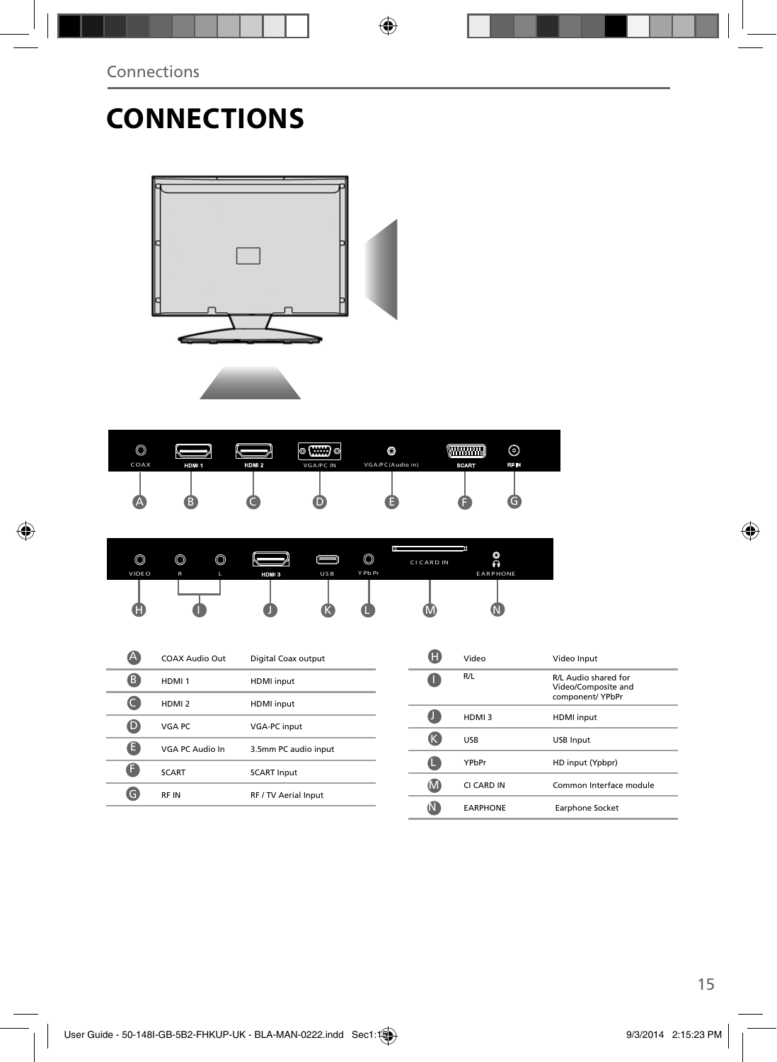# CONNECTIONS

| | | |
|---|---|---|
| A | COAX Audio Out | Digital Coax output |
| B | HDMI 1 | HDMI input |
| C | HDMI 2 | HDMI input |
| D | VGA PC | VGA-PC input |
| E | VGA PC Audio In | 3.5mm PC audio input |
| F | SCART | SCART Input |
| G | RF IN | RF / TV Aerial Input |

| | | |
|---|---|---|
| H | Video | Video Input |
| I | R/L | R/L Audio shared for Video/Composite and component/ YPbPr |
| J | HDMI 3 | HDMI input |
| K | USB | USB Input |
| L | YPbPr | HD input (Ypbpr) |
| M | CI CARD IN | Common Interface module |
| N | EARPHONE | Earphone Socket |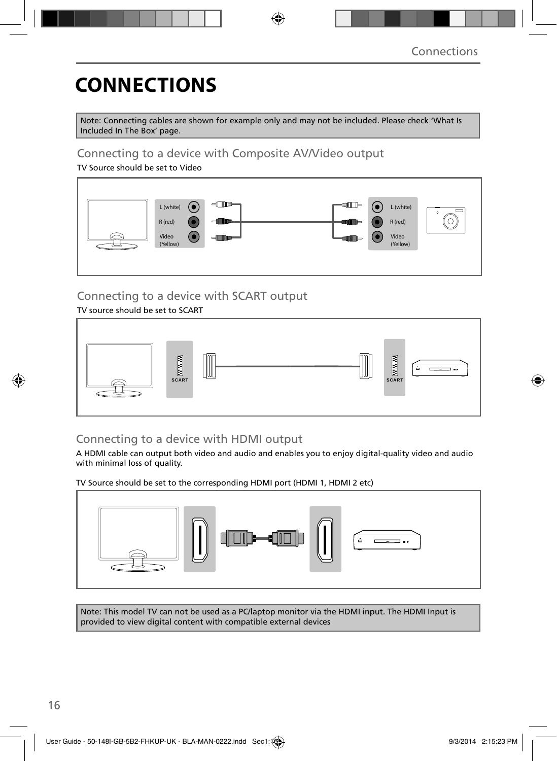# CONNECTIONS

Note: Connecting cables are shown for example only and may not be included. Please check 'What Is Included In The Box' page.

## Connecting to a device with Composite AV/Video output

TV Source should be set to Video

L (white)
R (red)
Video (Yellow)

L (white)
R (red)
Video (Yellow)

## Connecting to a device with SCART output

TV source should be set to SCART

SCART

SCART

## Connecting to a device with HDMI output

A HDMI cable can output both video and audio and enables you to enjoy digital-quality video and audio with minimal loss of quality.

TV Source should be set to the corresponding HDMI port (HDMI 1, HDMI 2 etc)

Note: This model TV can not be used as a PC/laptop monitor via the HDMI input. The HDMI Input is provided to view digital content with compatible external devices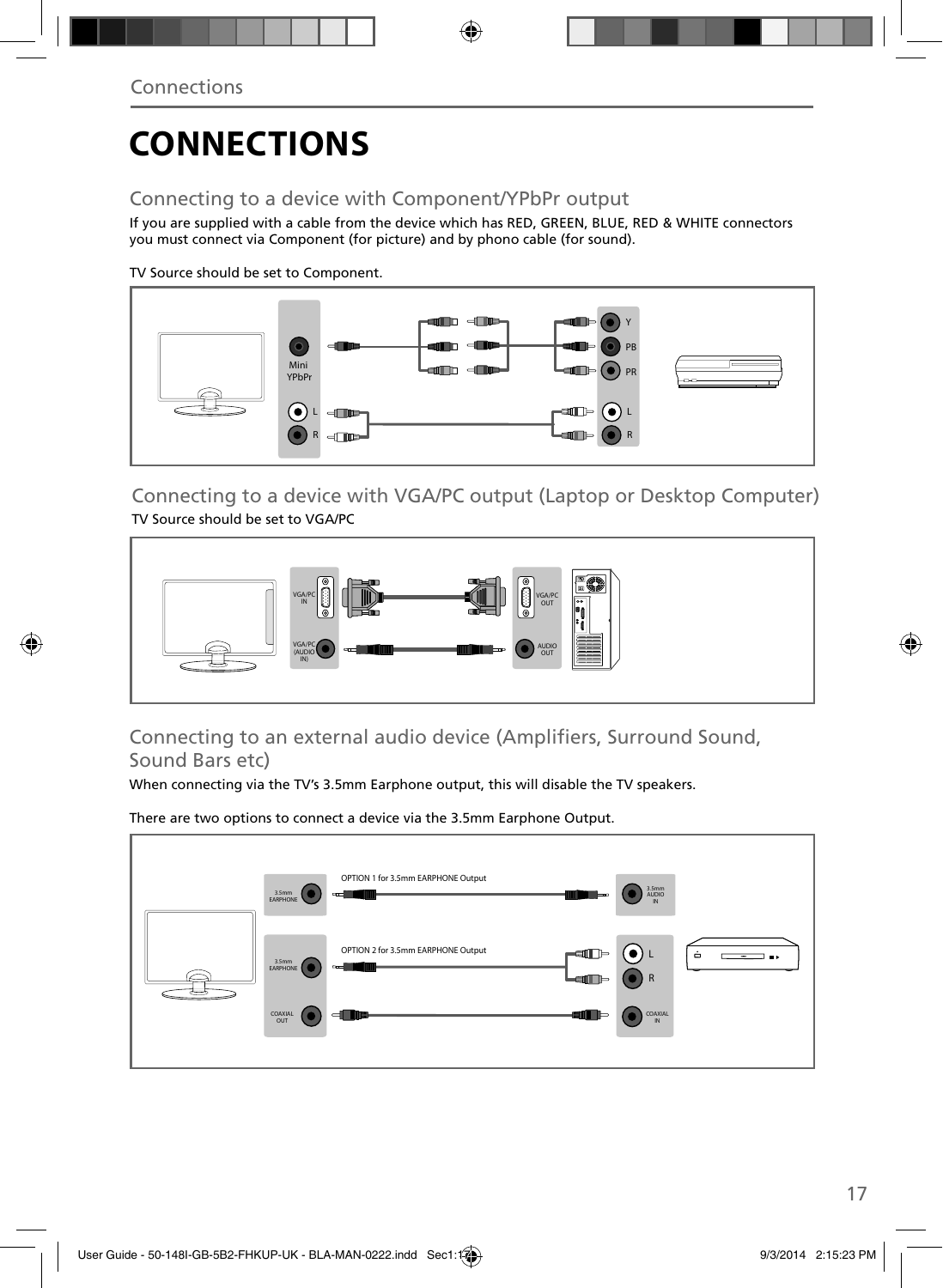# CONNECTIONS

## Connecting to a device with Component/YPbPr output

If you are supplied with a cable from the device which has RED, GREEN, BLUE, RED & WHITE connectors you must connect via Component (for picture) and by phono cable (for sound).

TV Source should be set to Component.

Mini YPbPr

L

R

Y

PB

PR

L

R

## Connecting to a device with VGA/PC output (Laptop or Desktop Computer)

TV Source should be set to VGA/PC

VGA/PC IN

VGA/PC (AUDIO IN)

VGA/PC OUT

AUDIO OUT

## Connecting to an external audio device (Amplifiers, Surround Sound, Sound Bars etc)

When connecting via the TV's 3.5mm Earphone output, this will disable the TV speakers.

There are two options to connect a device via the 3.5mm Earphone Output.

3.5mm EARPHONE

OPTION 1 for 3.5mm EARPHONE Output

3.5mm AUDIO IN

3.5mm EARPHONE

OPTION 2 for 3.5mm EARPHONE Output

L

R

COAXIAL OUT

COAXIAL IN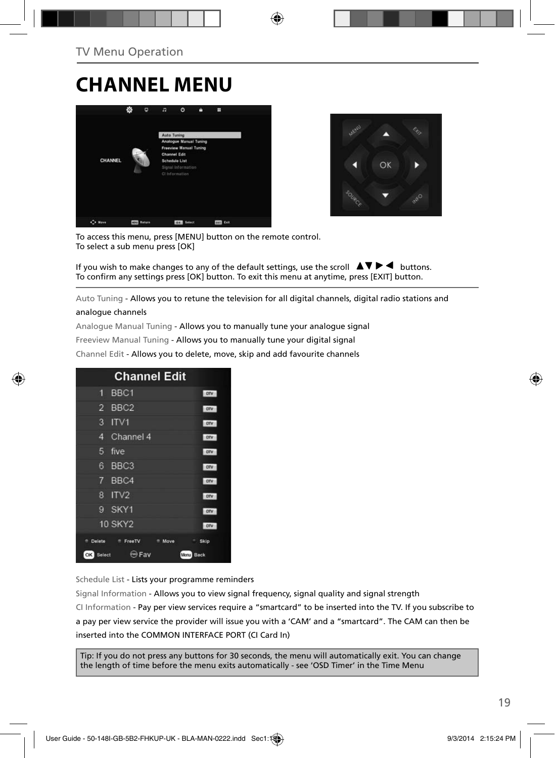TV Menu Operation

# CHANNEL MENU

To access this menu, press [MENU] button on the remote control.
To select a sub menu press [OK]

If you wish to make changes to any of the default settings, use the scroll ▲▼ ▶ ◀ buttons.
To confirm any settings press [OK] button. To exit this menu at anytime, press [EXIT] button.

Auto Tuning - Allows you to retune the television for all digital channels, digital radio stations and analogue channels

Analogue Manual Tuning - Allows you to manually tune your analogue signal

Freeview Manual Tuning - Allows you to manually tune your digital signal

Channel Edit - Allows you to delete, move, skip and add favourite channels

Schedule List - Lists your programme reminders

Signal Information - Allows you to view signal frequency, signal quality and signal strength

CI Information - Pay per view services require a "smartcard" to be inserted into the TV. If you subscribe to a pay per view service the provider will issue you with a 'CAM' and a "smartcard". The CAM can then be inserted into the COMMON INTERFACE PORT (CI Card In)

Tip: If you do not press any buttons for 30 seconds, the menu will automatically exit. You can change the length of time before the menu exits automatically - see 'OSD Timer' in the Time Menu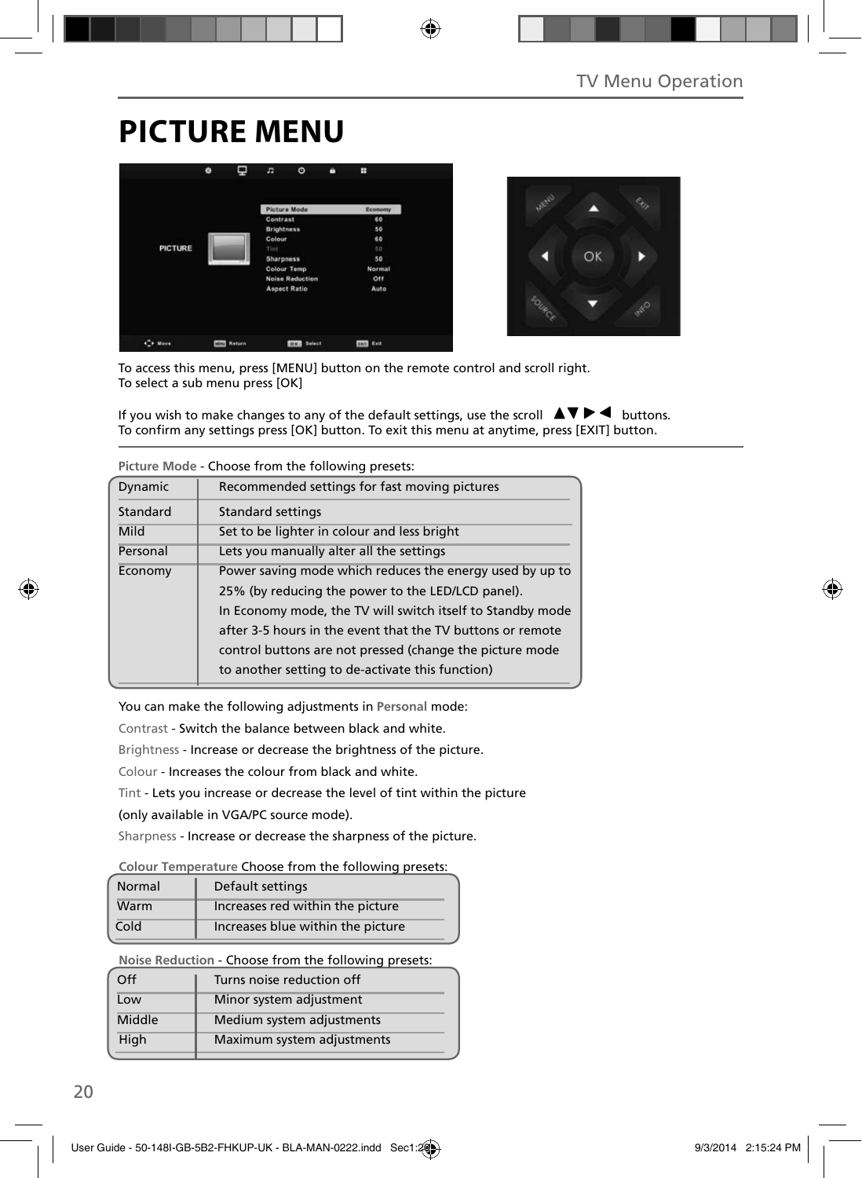# PICTURE MENU

To access this menu, press [MENU] button on the remote control and scroll right.
To select a sub menu press [OK]

If you wish to make changes to any of the default settings, use the scroll ▲▼ ▶ ◀ buttons.
To confirm any settings press [OK] button. To exit this menu at anytime, press [EXIT] button.

**Picture Mode** - Choose from the following presets:

| | |
|---|---|
| Dynamic | Recommended settings for fast moving pictures |
| Standard | Standard settings |
| Mild | Set to be lighter in colour and less bright |
| Personal | Lets you manually alter all the settings |
| Economy | Power saving mode which reduces the energy used by up to 25% (by reducing the power to the LED/LCD panel). In Economy mode, the TV will switch itself to Standby mode after 3-5 hours in the event that the TV buttons or remote control buttons are not pressed (change the picture mode to another setting to de-activate this function) |

You can make the following adjustments in **Personal** mode:

Contrast - Switch the balance between black and white.

Brightness - Increase or decrease the brightness of the picture.

Colour - Increases the colour from black and white.

Tint - Lets you increase or decrease the level of tint within the picture (only available in VGA/PC source mode).

Sharpness - Increase or decrease the sharpness of the picture.

**Colour Temperature** Choose from the following presets:

| | |
|---|---|
| Normal | Default settings |
| Warm | Increases red within the picture |
| Cold | Increases blue within the picture |

**Noise Reduction** - Choose from the following presets:

| | |
|---|---|
| Off | Turns noise reduction off |
| Low | Minor system adjustment |
| Middle | Medium system adjustments |
| High | Maximum system adjustments |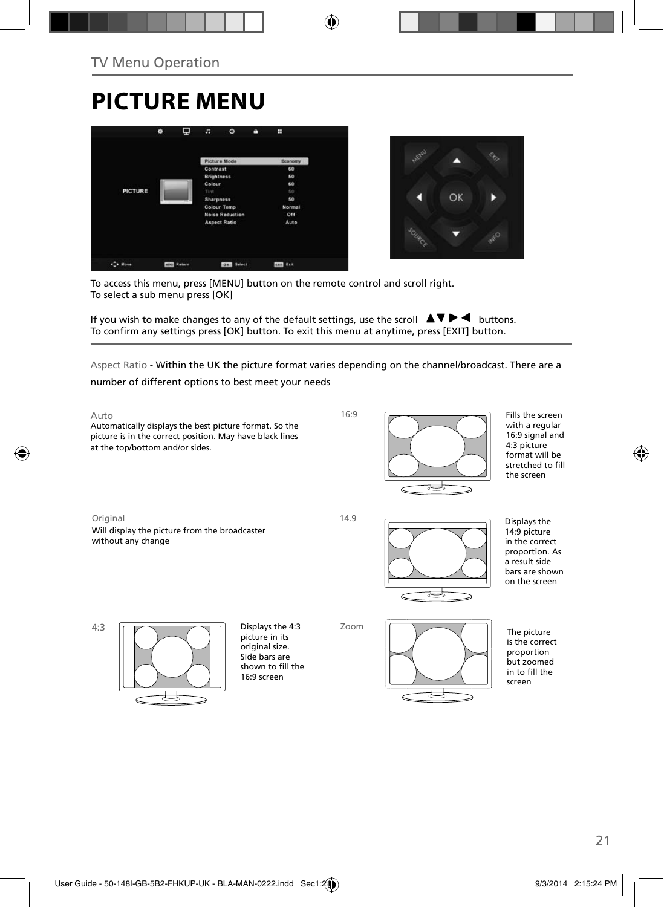TV Menu Operation

# PICTURE MENU

To access this menu, press [MENU] button on the remote control and scroll right.
To select a sub menu press [OK]

If you wish to make changes to any of the default settings, use the scroll ▲▼▶◀ buttons.
To confirm any settings press [OK] button. To exit this menu at anytime, press [EXIT] button.

Aspect Ratio - Within the UK the picture format varies depending on the channel/broadcast. There are a number of different options to best meet your needs

Auto
Automatically displays the best picture format. So the picture is in the correct position. May have black lines at the top/bottom and/or sides.

16:9
Fills the screen with a regular 16:9 signal and 4:3 picture format will be stretched to fill the screen

Original
Will display the picture from the broadcaster without any change

14.9
Displays the 14:9 picture in the correct proportion. As a result side bars are shown on the screen

4:3
Displays the 4:3 picture in its original size. Side bars are shown to fill the 16:9 screen

Zoom
The picture is the correct proportion but zoomed in to fill the screen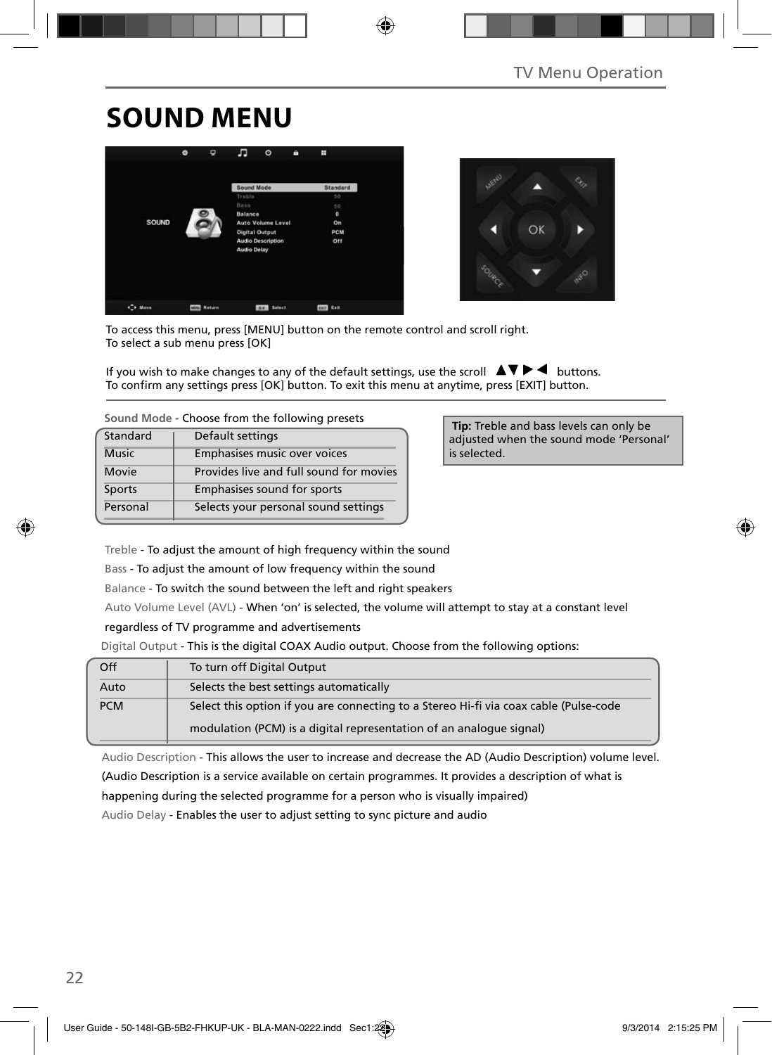# SOUND MENU

To access this menu, press [MENU] button on the remote control and scroll right.
To select a sub menu press [OK]

If you wish to make changes to any of the default settings, use the scroll ▲▼▶◀ buttons.
To confirm any settings press [OK] button. To exit this menu at anytime, press [EXIT] button.

**Sound Mode** - Choose from the following presets

| Standard | Default settings |
|---|---|
| Music | Emphasises music over voices |
| Movie | Provides live and full sound for movies |
| Sports | Emphasises sound for sports |
| Personal | Selects your personal sound settings |

**Tip:** Treble and bass levels can only be adjusted when the sound mode 'Personal' is selected.

Treble - To adjust the amount of high frequency within the sound

Bass - To adjust the amount of low frequency within the sound

Balance - To switch the sound between the left and right speakers

Auto Volume Level (AVL) - When 'on' is selected, the volume will attempt to stay at a constant level regardless of TV programme and advertisements

Digital Output - This is the digital COAX Audio output. Choose from the following options:

| Off | To turn off Digital Output |
|---|---|
| Auto | Selects the best settings automatically |
| PCM | Select this option if you are connecting to a Stereo Hi-fi via coax cable (Pulse-code modulation (PCM) is a digital representation of an analogue signal) |

Audio Description - This allows the user to increase and decrease the AD (Audio Description) volume level. (Audio Description is a service available on certain programmes. It provides a description of what is happening during the selected programme for a person who is visually impaired)

Audio Delay - Enables the user to adjust setting to sync picture and audio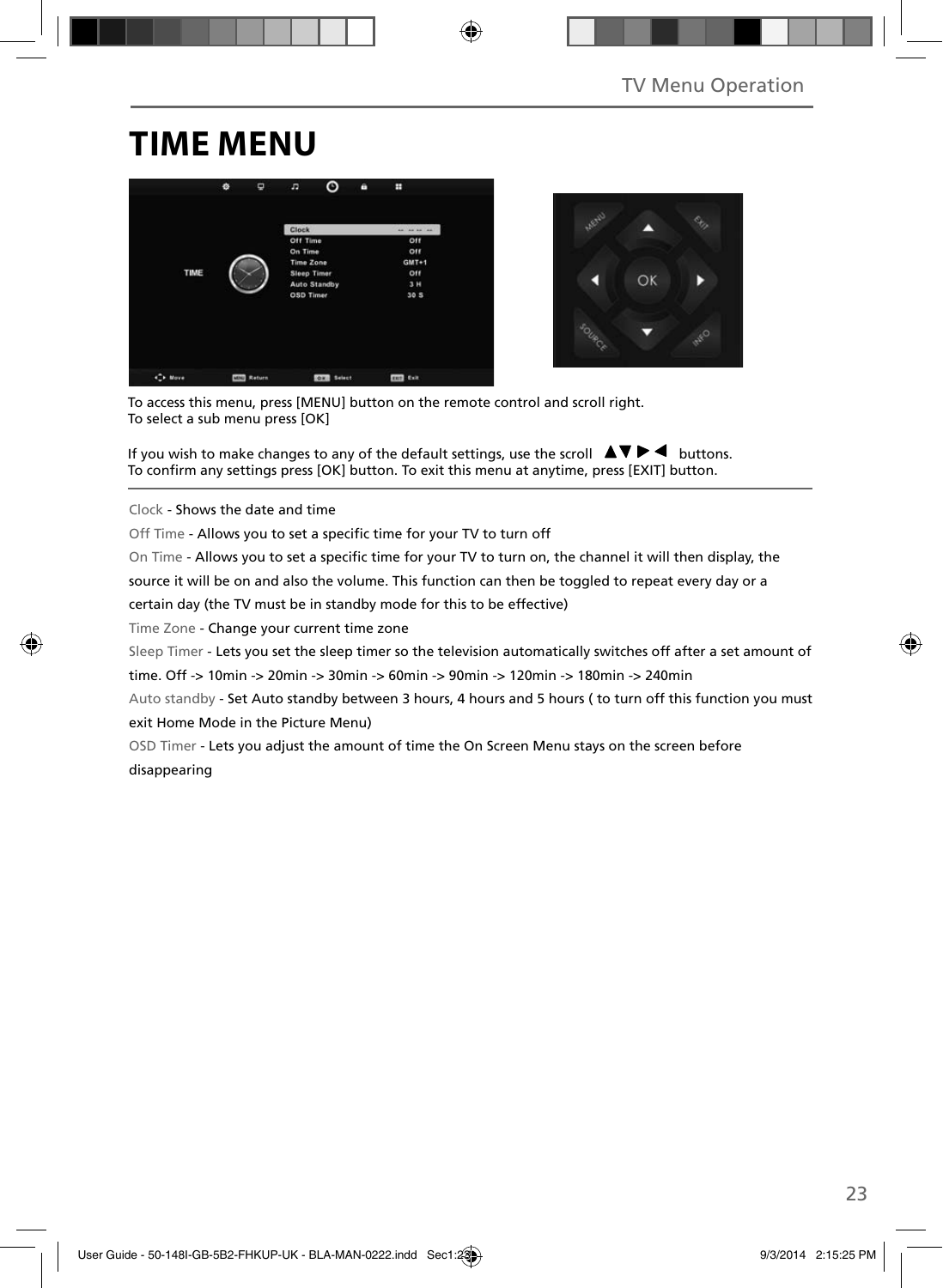# TIME MENU

To access this menu, press [MENU] button on the remote control and scroll right.
To select a sub menu press [OK]

If you wish to make changes to any of the default settings, use the scroll ▲▼▶◀ buttons.
To confirm any settings press [OK] button. To exit this menu at anytime, press [EXIT] button.

Clock - Shows the date and time

Off Time - Allows you to set a specific time for your TV to turn off

On Time - Allows you to set a specific time for your TV to turn on, the channel it will then display, the source it will be on and also the volume. This function can then be toggled to repeat every day or a certain day (the TV must be in standby mode for this to be effective)

Time Zone - Change your current time zone

Sleep Timer - Lets you set the sleep timer so the television automatically switches off after a set amount of time. Off -> 10min -> 20min -> 30min -> 60min -> 90min -> 120min -> 180min -> 240min

Auto standby - Set Auto standby between 3 hours, 4 hours and 5 hours ( to turn off this function you must exit Home Mode in the Picture Menu)

OSD Timer - Lets you adjust the amount of time the On Screen Menu stays on the screen before disappearing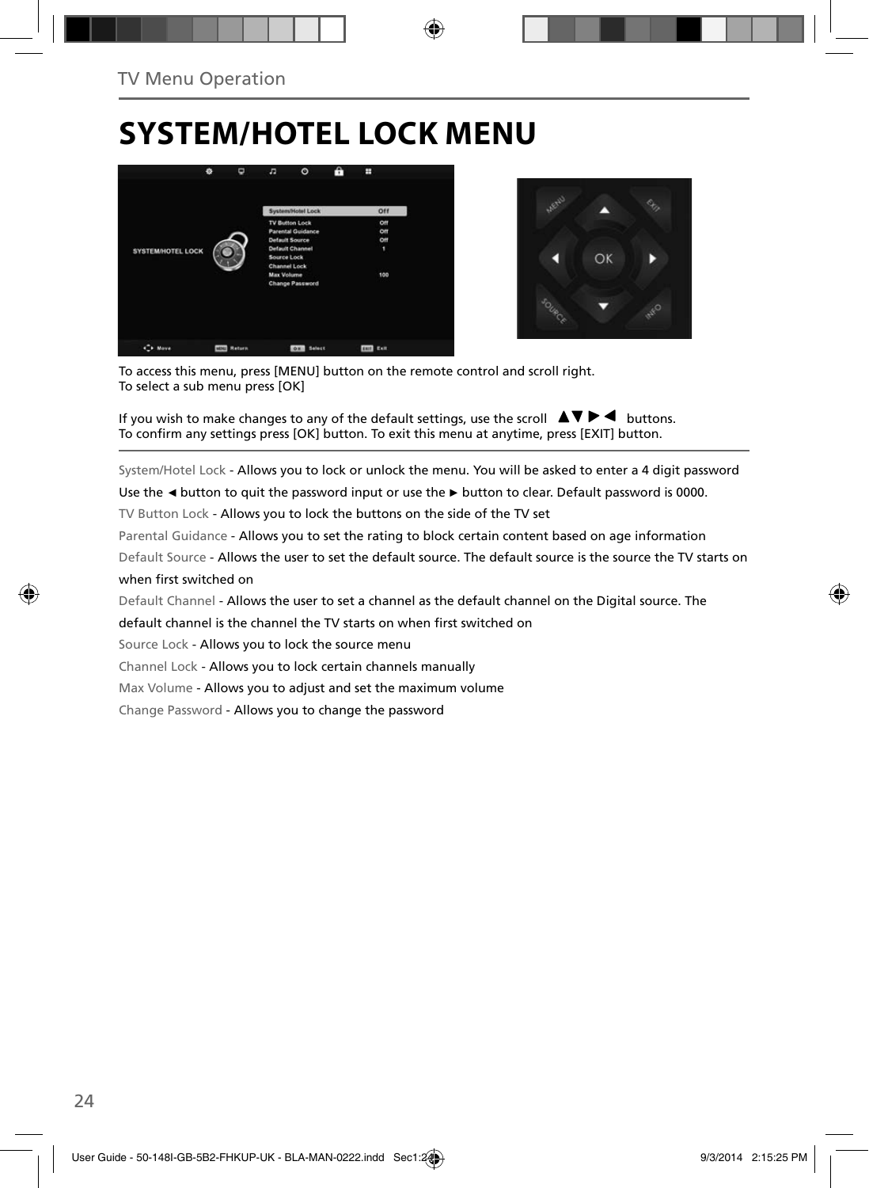# SYSTEM/HOTEL LOCK MENU

To access this menu, press [MENU] button on the remote control and scroll right.
To select a sub menu press [OK]

If you wish to make changes to any of the default settings, use the scroll ▲▼ ▶ ◀ buttons.
To confirm any settings press [OK] button. To exit this menu at anytime, press [EXIT] button.

System/Hotel Lock - Allows you to lock or unlock the menu. You will be asked to enter a 4 digit password
Use the ◄ button to quit the password input or use the ► button to clear. Default password is 0000.

TV Button Lock - Allows you to lock the buttons on the side of the TV set

Parental Guidance - Allows you to set the rating to block certain content based on age information

Default Source - Allows the user to set the default source. The default source is the source the TV starts on when first switched on

Default Channel - Allows the user to set a channel as the default channel on the Digital source. The default channel is the channel the TV starts on when first switched on

Source Lock - Allows you to lock the source menu

Channel Lock - Allows you to lock certain channels manually

Max Volume - Allows you to adjust and set the maximum volume

Change Password - Allows you to change the password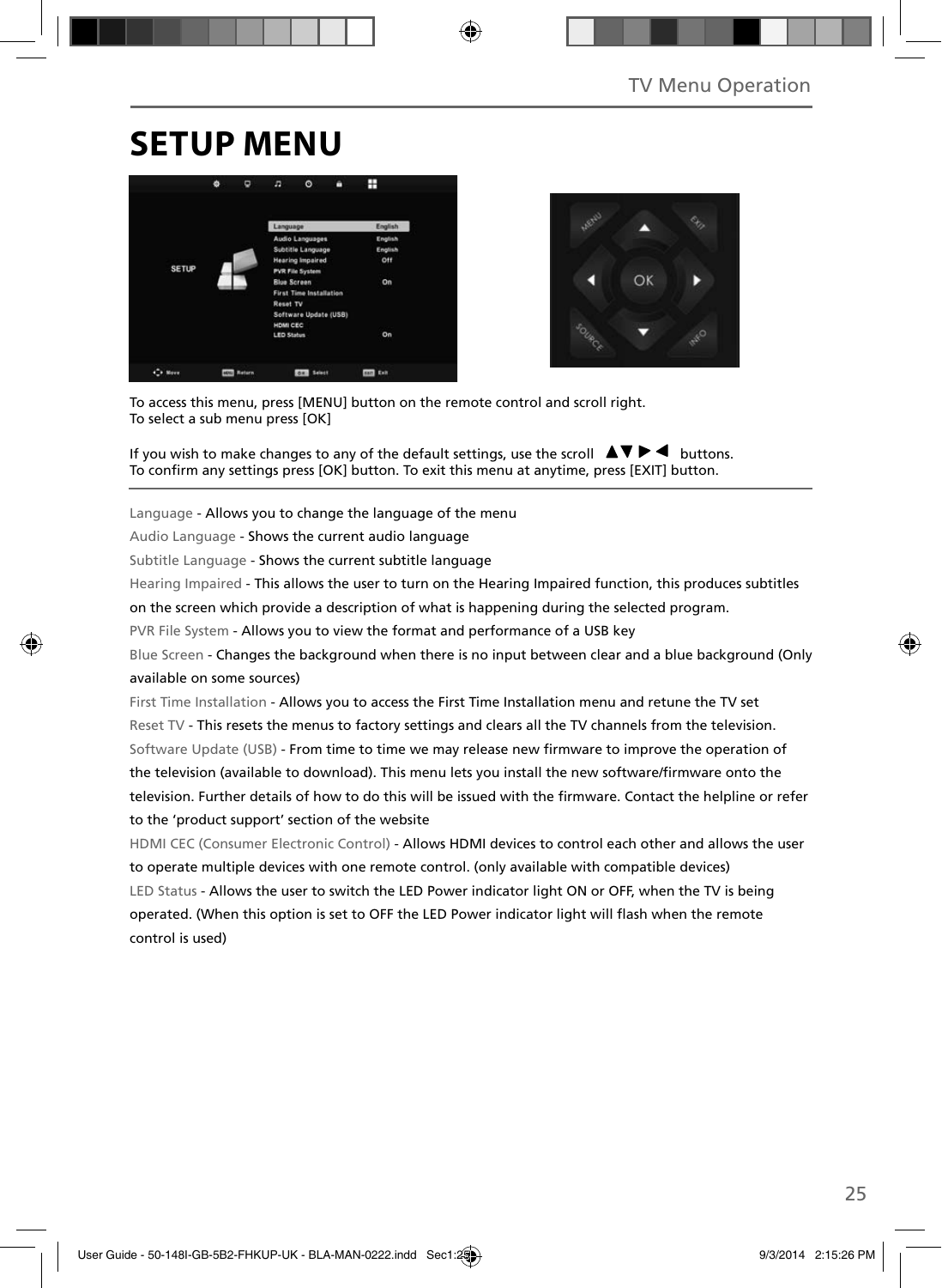# SETUP MENU

To access this menu, press [MENU] button on the remote control and scroll right.
To select a sub menu press [OK]

If you wish to make changes to any of the default settings, use the scroll ▲▼ ▶ ◀ buttons.
To confirm any settings press [OK] button. To exit this menu at anytime, press [EXIT] button.

Language - Allows you to change the language of the menu

Audio Language - Shows the current audio language

Subtitle Language - Shows the current subtitle language

Hearing Impaired - This allows the user to turn on the Hearing Impaired function, this produces subtitles on the screen which provide a description of what is happening during the selected program.

PVR File System - Allows you to view the format and performance of a USB key

Blue Screen - Changes the background when there is no input between clear and a blue background (Only available on some sources)

First Time Installation - Allows you to access the First Time Installation menu and retune the TV set

Reset TV - This resets the menus to factory settings and clears all the TV channels from the television.

Software Update (USB) - From time to time we may release new firmware to improve the operation of the television (available to download). This menu lets you install the new software/firmware onto the television. Further details of how to do this will be issued with the firmware. Contact the helpline or refer to the 'product support' section of the website

HDMI CEC (Consumer Electronic Control) - Allows HDMI devices to control each other and allows the user to operate multiple devices with one remote control. (only available with compatible devices)

LED Status - Allows the user to switch the LED Power indicator light ON or OFF, when the TV is being operated. (When this option is set to OFF the LED Power indicator light will flash when the remote control is used)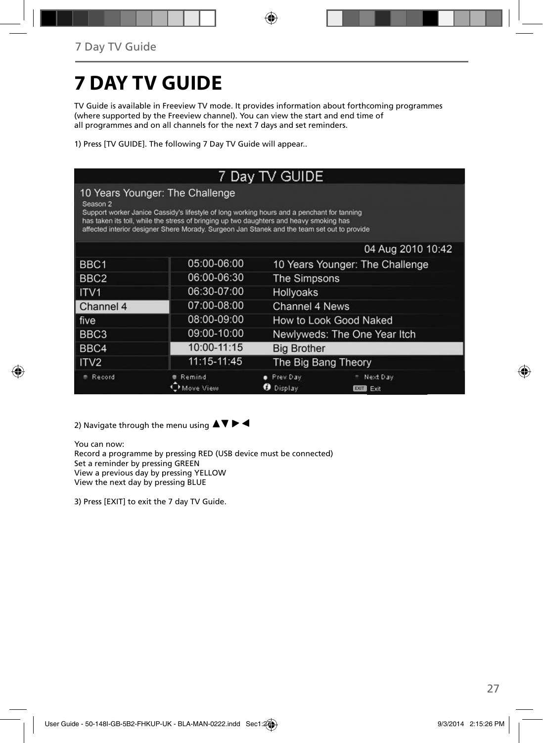# 7 DAY TV GUIDE

TV Guide is available in Freeview TV mode. It provides information about forthcoming programmes (where supported by the Freeview channel). You can view the start and end time of all programmes and on all channels for the next 7 days and set reminders.

1) Press [TV GUIDE]. The following 7 Day TV Guide will appear..

2) Navigate through the menu using ▲▼ ▶ ◀

You can now:
Record a programme by pressing RED (USB device must be connected)
Set a reminder by pressing GREEN
View a previous day by pressing YELLOW
View the next day by pressing BLUE

3) Press [EXIT] to exit the 7 day TV Guide.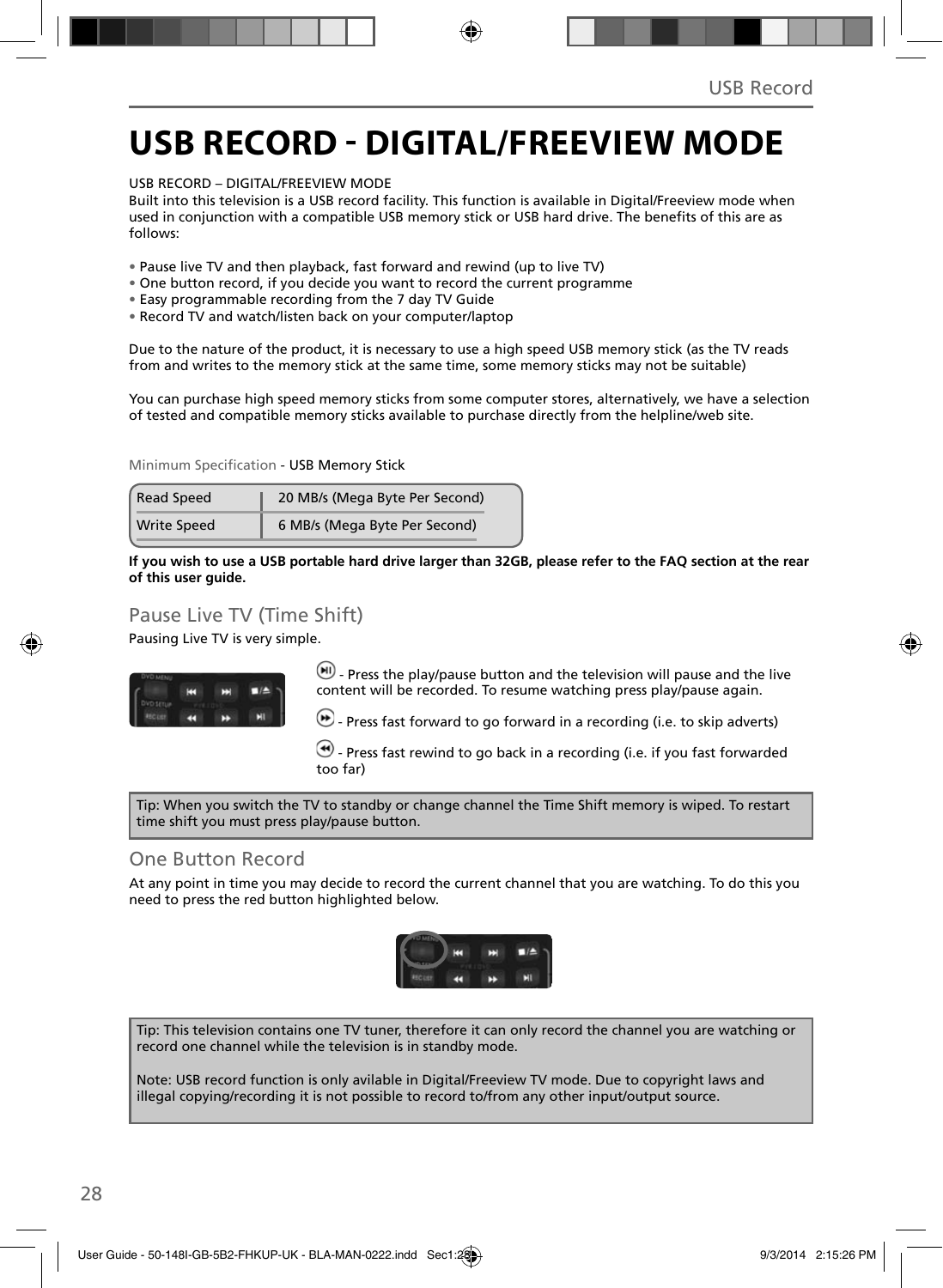# USB RECORD - DIGITAL/FREEVIEW MODE

USB RECORD – DIGITAL/FREEVIEW MODE
Built into this television is a USB record facility. This function is available in Digital/Freeview mode when used in conjunction with a compatible USB memory stick or USB hard drive. The benefits of this are as follows:

- Pause live TV and then playback, fast forward and rewind (up to live TV)
- One button record, if you decide you want to record the current programme
- Easy programmable recording from the 7 day TV Guide
- Record TV and watch/listen back on your computer/laptop

Due to the nature of the product, it is necessary to use a high speed USB memory stick (as the TV reads from and writes to the memory stick at the same time, some memory sticks may not be suitable)

You can purchase high speed memory sticks from some computer stores, alternatively, we have a selection of tested and compatible memory sticks available to purchase directly from the helpline/web site.

Minimum Specification - USB Memory Stick

| Read Speed | 20 MB/s (Mega Byte Per Second) |
|---|---|
| Write Speed | 6 MB/s (Mega Byte Per Second) |

**If you wish to use a USB portable hard drive larger than 32GB, please refer to the FAQ section at the rear of this user guide.**

## Pause Live TV (Time Shift)

Pausing Live TV is very simple.

- Press the play/pause button and the television will pause and the live content will be recorded. To resume watching press play/pause again.

- Press fast forward to go forward in a recording (i.e. to skip adverts)

- Press fast rewind to go back in a recording (i.e. if you fast forwarded too far)

Tip: When you switch the TV to standby or change channel the Time Shift memory is wiped. To restart time shift you must press play/pause button.

## One Button Record

At any point in time you may decide to record the current channel that you are watching. To do this you need to press the red button highlighted below.

Tip: This television contains one TV tuner, therefore it can only record the channel you are watching or record one channel while the television is in standby mode.

Note: USB record function is only avilable in Digital/Freeview TV mode. Due to copyright laws and illegal copying/recording it is not possible to record to/from any other input/output source.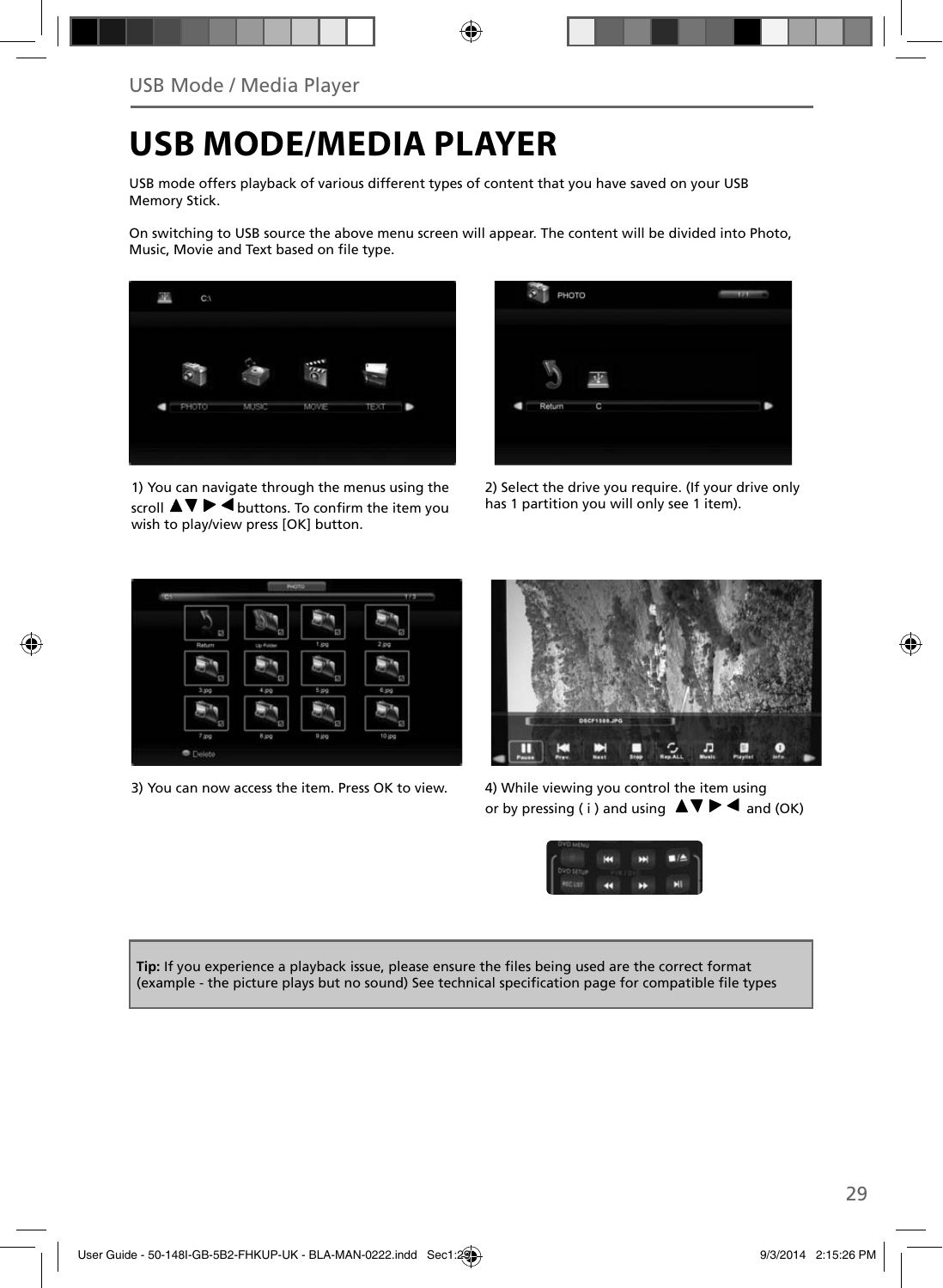# USB MODE/MEDIA PLAYER

USB mode offers playback of various different types of content that you have saved on your USB Memory Stick.

On switching to USB source the above menu screen will appear. The content will be divided into Photo, Music, Movie and Text based on file type.

1) You can navigate through the menus using the scroll ▲▼ ▶ ◀ buttons. To confirm the item you wish to play/view press [OK] button.

2) Select the drive you require. (If your drive only has 1 partition you will only see 1 item).

3) You can now access the item. Press OK to view.

4) While viewing you control the item using or by pressing ( i ) and using ▲▼ ▶ ◀ and (OK)

**Tip:** If you experience a playback issue, please ensure the files being used are the correct format (example - the picture plays but no sound) See technical specification page for compatible file types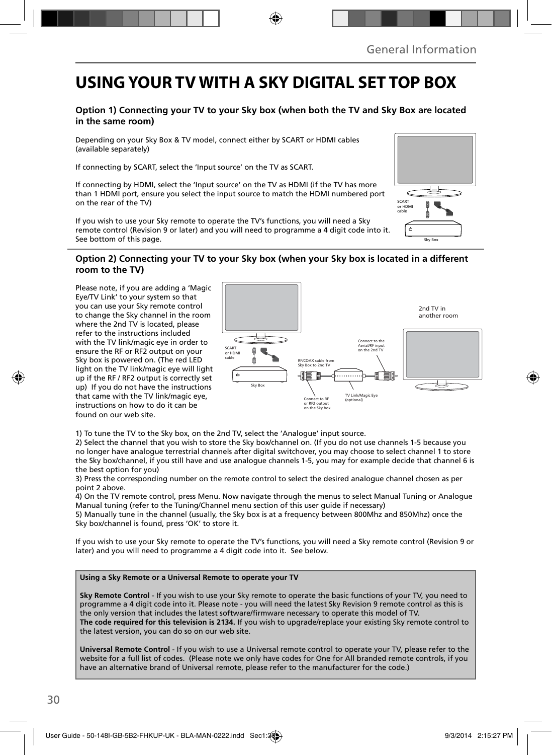# USING YOUR TV WITH A SKY DIGITAL SET TOP BOX

### Option 1) Connecting your TV to your Sky box (when both the TV and Sky Box are located in the same room)

Depending on your Sky Box & TV model, connect either by SCART or HDMI cables (available separately)

If connecting by SCART, select the 'Input source' on the TV as SCART.

If connecting by HDMI, select the 'Input source' on the TV as HDMI (if the TV has more than 1 HDMI port, ensure you select the input source to match the HDMI numbered port on the rear of the TV)

If you wish to use your Sky remote to operate the TV's functions, you will need a Sky remote control (Revision 9 or later) and you will need to programme a 4 digit code into it. See bottom of this page.

SCART or HDMI cable

Sky Box

### Option 2) Connecting your TV to your Sky box (when your Sky box is located in a different room to the TV)

Please note, if you are adding a 'Magic Eye/TV Link' to your system so that you can use your Sky remote control to change the Sky channel in the room where the 2nd TV is located, please refer to the instructions included with the TV link/magic eye in order to ensure the RF or RF2 output on your Sky box is powered on. (The red LED light on the TV link/magic eye will light up if the RF / RF2 output is correctly set up) If you do not have the instructions that came with the TV link/magic eye, instructions on how to do it can be found on our web site.

SCART or HDMI cable

Sky Box

RF/COAX cable from Sky Box to 2nd TV

Connect to RF or RF2 output on the Sky box

TV Link/Magic Eye (optional)

Connect to the Aerial/RF input on the 2nd TV

2nd TV in another room

1) To tune the TV to the Sky box, on the 2nd TV, select the 'Analogue' input source.
2) Select the channel that you wish to store the Sky box/channel on. (If you do not use channels 1-5 because you no longer have analogue terrestrial channels after digital switchover, you may choose to select channel 1 to store the Sky box/channel, if you still have and use analogue channels 1-5, you may for example decide that channel 6 is the best option for you)
3) Press the corresponding number on the remote control to select the desired analogue channel chosen as per point 2 above.
4) On the TV remote control, press Menu. Now navigate through the menus to select Manual Tuning or Analogue Manual tuning (refer to the Tuning/Channel menu section of this user guide if necessary)
5) Manually tune in the channel (usually, the Sky box is at a frequency between 800Mhz and 850Mhz) once the Sky box/channel is found, press 'OK' to store it.

If you wish to use your Sky remote to operate the TV's functions, you will need a Sky remote control (Revision 9 or later) and you will need to programme a 4 digit code into it. See below.

**Using a Sky Remote or a Universal Remote to operate your TV**

**Sky Remote Control** - If you wish to use your Sky remote to operate the basic functions of your TV, you need to programme a 4 digit code into it. Please note - you will need the latest Sky Revision 9 remote control as this is the only version that includes the latest software/firmware necessary to operate this model of TV.
**The code required for this television is 2134.** If you wish to upgrade/replace your existing Sky remote control to the latest version, you can do so on our web site.

**Universal Remote Control** - If you wish to use a Universal remote control to operate your TV, please refer to the website for a full list of codes. (Please note we only have codes for One for All branded remote controls, if you have an alternative brand of Universal remote, please refer to the manufacturer for the code.)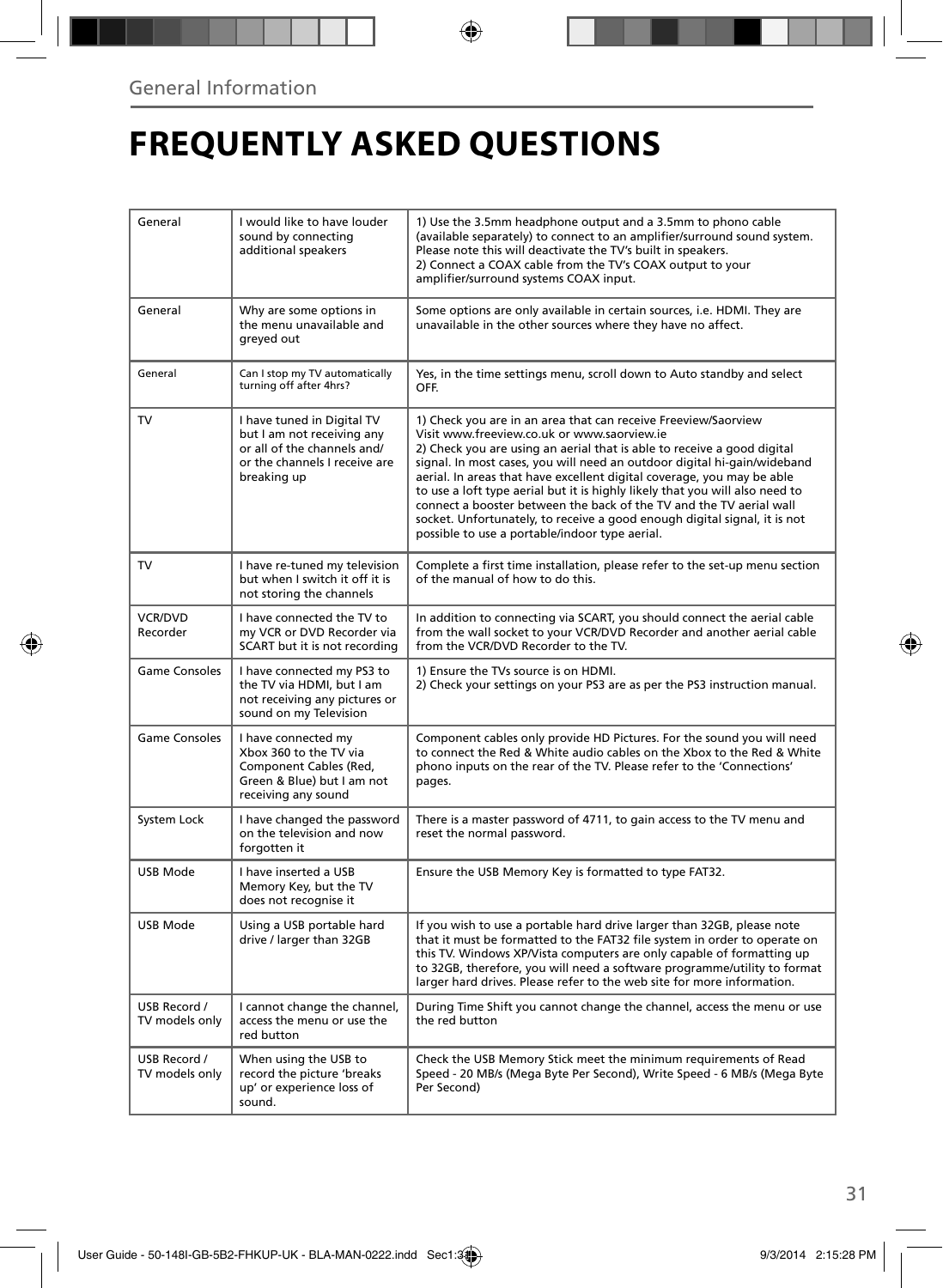General Information

# FREQUENTLY ASKED QUESTIONS

| | | |
|---|---|---|
| General | I would like to have louder sound by connecting additional speakers | 1) Use the 3.5mm headphone output and a 3.5mm to phono cable (available separately) to connect to an amplifier/surround sound system. Please note this will deactivate the TV's built in speakers.<br>2) Connect a COAX cable from the TV's COAX output to your amplifier/surround systems COAX input. |
| General | Why are some options in the menu unavailable and greyed out | Some options are only available in certain sources, i.e. HDMI. They are unavailable in the other sources where they have no affect. |
| General | Can I stop my TV automatically turning off after 4hrs? | Yes, in the time settings menu, scroll down to Auto standby and select OFF. |
| TV | I have tuned in Digital TV but I am not receiving any or all of the channels and/ or the channels I receive are breaking up | 1) Check you are in an area that can receive Freeview/Saorview Visit www.freeview.co.uk or www.saorview.ie<br>2) Check you are using an aerial that is able to receive a good digital signal. In most cases, you will need an outdoor digital hi-gain/wideband aerial. In areas that have excellent digital coverage, you may be able to use a loft type aerial but it is highly likely that you will also need to connect a booster between the back of the TV and the TV aerial wall socket. Unfortunately, to receive a good enough digital signal, it is not possible to use a portable/indoor type aerial. |
| TV | I have re-tuned my television but when I switch it off it is not storing the channels | Complete a first time installation, please refer to the set-up menu section of the manual of how to do this. |
| VCR/DVD Recorder | I have connected the TV to my VCR or DVD Recorder via SCART but it is not recording | In addition to connecting via SCART, you should connect the aerial cable from the wall socket to your VCR/DVD Recorder and another aerial cable from the VCR/DVD Recorder to the TV. |
| Game Consoles | I have connected my PS3 to the TV via HDMI, but I am not receiving any pictures or sound on my Television | 1) Ensure the TVs source is on HDMI.<br>2) Check your settings on your PS3 are as per the PS3 instruction manual. |
| Game Consoles | I have connected my Xbox 360 to the TV via Component Cables (Red, Green & Blue) but I am not receiving any sound | Component cables only provide HD Pictures. For the sound you will need to connect the Red & White audio cables on the Xbox to the Red & White phono inputs on the rear of the TV. Please refer to the 'Connections' pages. |
| System Lock | I have changed the password on the television and now forgotten it | There is a master password of 4711, to gain access to the TV menu and reset the normal password. |
| USB Mode | I have inserted a USB Memory Key, but the TV does not recognise it | Ensure the USB Memory Key is formatted to type FAT32. |
| USB Mode | Using a USB portable hard drive / larger than 32GB | If you wish to use a portable hard drive larger than 32GB, please note that it must be formatted to the FAT32 file system in order to operate on this TV. Windows XP/Vista computers are only capable of formatting up to 32GB, therefore, you will need a software programme/utility to format larger hard drives. Please refer to the web site for more information. |
| USB Record / TV models only | I cannot change the channel, access the menu or use the red button | During Time Shift you cannot change the channel, access the menu or use the red button |
| USB Record / TV models only | When using the USB to record the picture 'breaks up' or experience loss of sound. | Check the USB Memory Stick meet the minimum requirements of Read Speed - 20 MB/s (Mega Byte Per Second), Write Speed - 6 MB/s (Mega Byte Per Second) |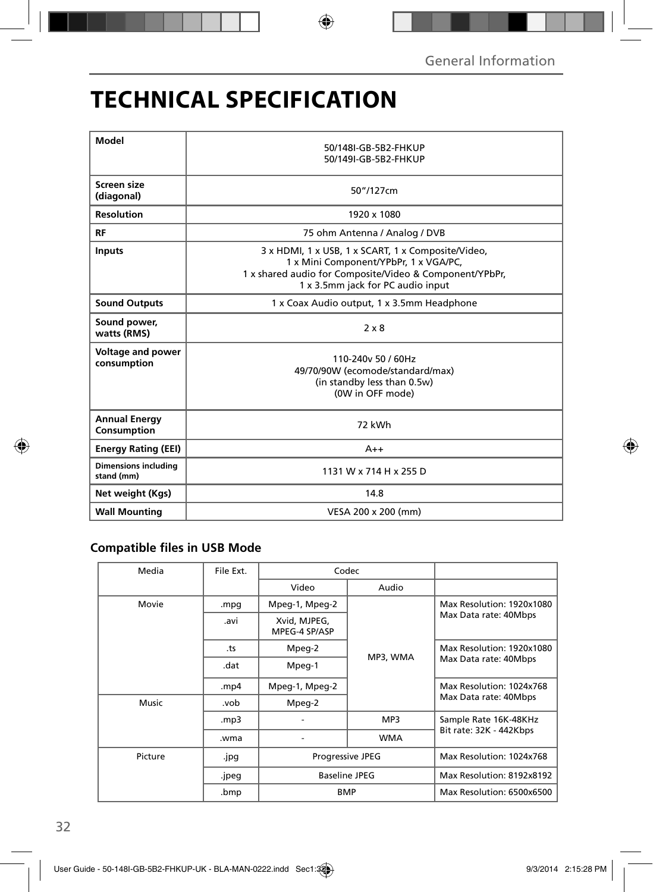# TECHNICAL SPECIFICATION

| | |
|---|---|
| **Model** | 50/148I-GB-5B2-FHKUP<br>50/149I-GB-5B2-FHKUP |
| **Screen size (diagonal)** | 50"/127cm |
| **Resolution** | 1920 x 1080 |
| **RF** | 75 ohm Antenna / Analog / DVB |
| **Inputs** | 3 x HDMI, 1 x USB, 1 x SCART, 1 x Composite/Video,<br>1 x Mini Component/YPbPr, 1 x VGA/PC,<br>1 x shared audio for Composite/Video & Component/YPbPr,<br>1 x 3.5mm jack for PC audio input |
| **Sound Outputs** | 1 x Coax Audio output, 1 x 3.5mm Headphone |
| **Sound power, watts (RMS)** | 2 x 8 |
| **Voltage and power consumption** | 110-240v 50 / 60Hz<br>49/70/90W (ecomode/standard/max)<br>(in standby less than 0.5w)<br>(0W in OFF mode) |
| **Annual Energy Consumption** | 72 kWh |
| **Energy Rating (EEI)** | A++ |
| **Dimensions including stand (mm)** | 1131 W x 714 H x 255 D |
| **Net weight (Kgs)** | 14.8 |
| **Wall Mounting** | VESA 200 x 200 (mm) |

### Compatible files in USB Mode

| Media | File Ext. | Codec | | |
|---|---|---|---|---|
| | | Video | Audio | |
| Movie | .mpg | Mpeg-1, Mpeg-2 | MP3, WMA | Max Resolution: 1920x1080<br>Max Data rate: 40Mbps |
| | .avi | Xvid, MJPEG, MPEG-4 SP/ASP | | |
| | .ts | Mpeg-2 | | Max Resolution: 1920x1080<br>Max Data rate: 40Mbps |
| | .dat | Mpeg-1 | | |
| | .mp4 | Mpeg-1, Mpeg-2 | | Max Resolution: 1024x768<br>Max Data rate: 40Mbps |
| Music | .vob | Mpeg-2 | | |
| | .mp3 | - | MP3 | Sample Rate 16K-48KHz<br>Bit rate: 32K - 442Kbps |
| | .wma | - | WMA | |
| Picture | .jpg | Progressive JPEG | | Max Resolution: 1024x768 |
| | .jpeg | Baseline JPEG | | Max Resolution: 8192x8192 |
| | .bmp | BMP | | Max Resolution: 6500x6500 |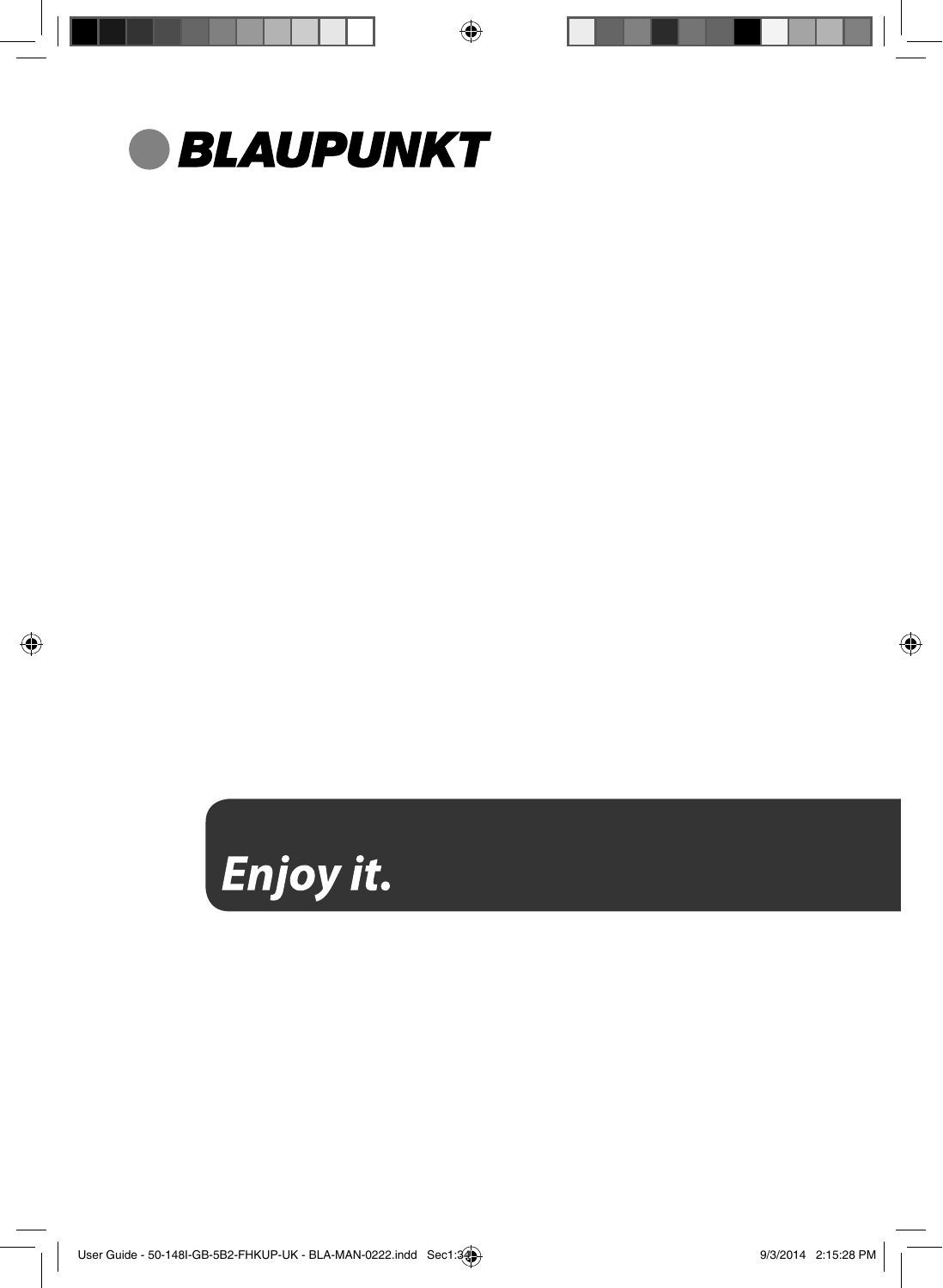BLAUPUNKT

Enjoy it.